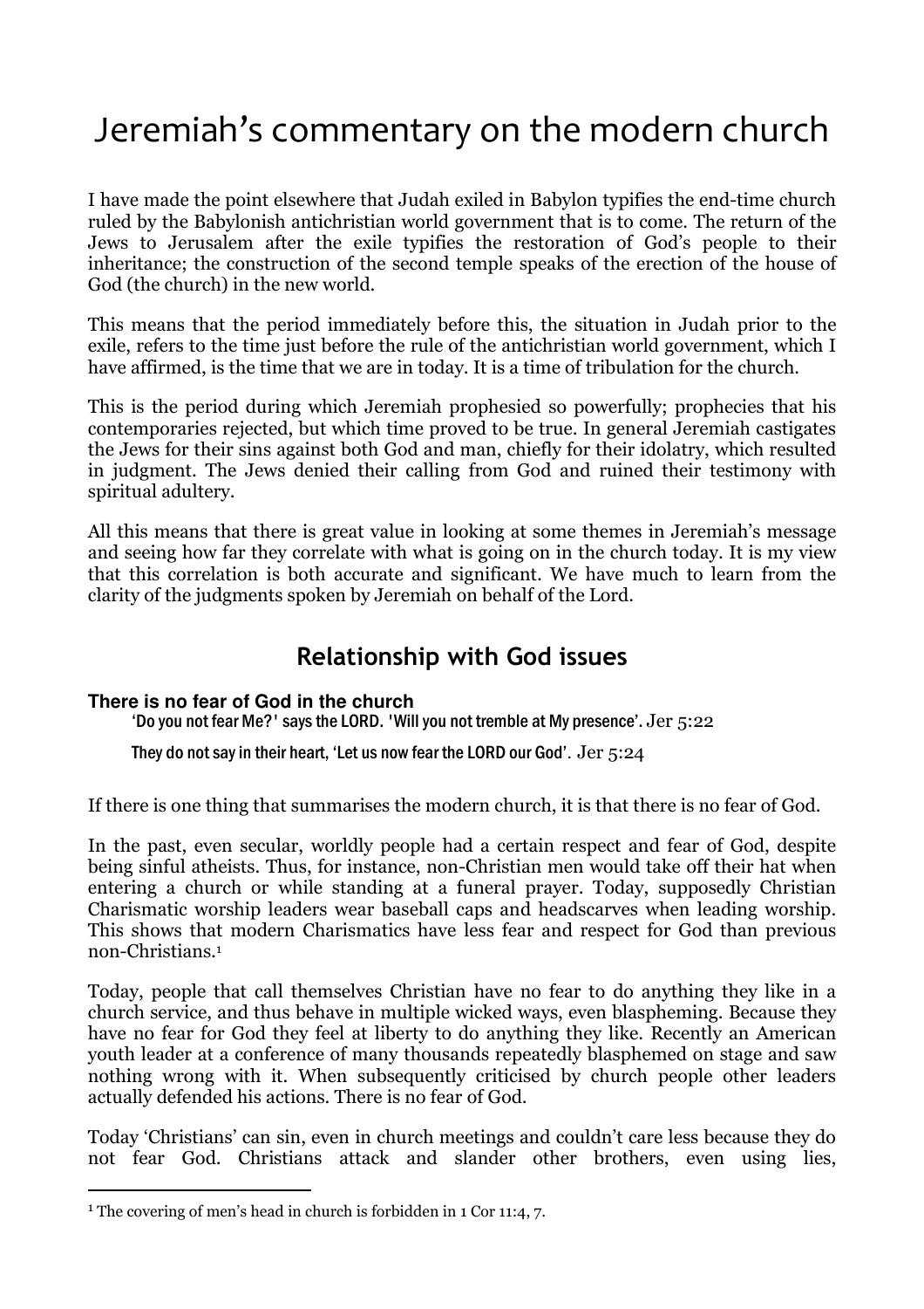# Jeremiah's commentary on the modern church

I have made the point elsewhere that Judah exiled in Babylon typifies the end-time church ruled by the Babylonish antichristian world government that is to come. The return of the Jews to Jerusalem after the exile typifies the restoration of God's people to their inheritance; the construction of the second temple speaks of the erection of the house of God (the church) in the new world.

This means that the period immediately before this, the situation in Judah prior to the exile, refers to the time just before the rule of the antichristian world government, which I have affirmed, is the time that we are in today. It is a time of tribulation for the church.

This is the period during which Jeremiah prophesied so powerfully; prophecies that his contemporaries rejected, but which time proved to be true. In general Jeremiah castigates the Jews for their sins against both God and man, chiefly for their idolatry, which resulted in judgment. The Jews denied their calling from God and ruined their testimony with spiritual adultery.

All this means that there is great value in looking at some themes in Jeremiah's message and seeing how far they correlate with what is going on in the church today. It is my view that this correlation is both accurate and significant. We have much to learn from the clarity of the judgments spoken by Jeremiah on behalf of the Lord.

## Relationship with God issues

### There is no fear of God in the church

> 'Do you not fear Me?' says the LORD. 'Will you not tremble at My presence'. Jer 5:22
>
> They do not say in their heart, 'Let us now fear the LORD our God'. Jer 5:24

If there is one thing that summarises the modern church, it is that there is no fear of God.

In the past, even secular, worldly people had a certain respect and fear of God, despite being sinful atheists. Thus, for instance, non-Christian men would take off their hat when entering a church or while standing at a funeral prayer. Today, supposedly Christian Charismatic worship leaders wear baseball caps and headscarves when leading worship. This shows that modern Charismatics have less fear and respect for God than previous non-Christians.[1]

Today, people that call themselves Christian have no fear to do anything they like in a church service, and thus behave in multiple wicked ways, even blaspheming. Because they have no fear for God they feel at liberty to do anything they like. Recently an American youth leader at a conference of many thousands repeatedly blasphemed on stage and saw nothing wrong with it. When subsequently criticised by church people other leaders actually defended his actions. There is no fear of God.

Today 'Christians' can sin, even in church meetings and couldn't care less because they do not fear God. Christians attack and slander other brothers, even using lies,

[1] The covering of men's head in church is forbidden in 1 Cor 11:4, 7.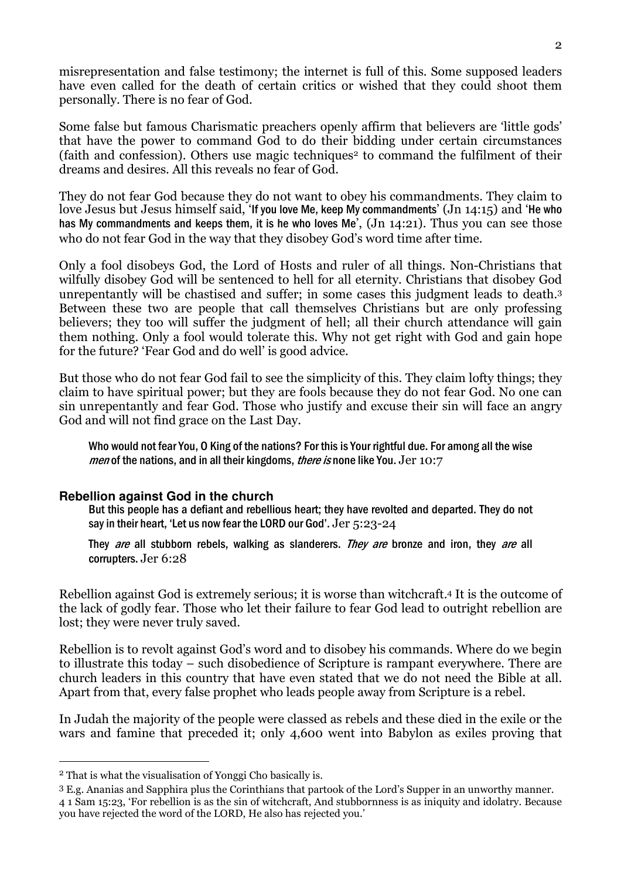misrepresentation and false testimony; the internet is full of this. Some supposed leaders have even called for the death of certain critics or wished that they could shoot them personally. There is no fear of God.

Some false but famous Charismatic preachers openly affirm that believers are 'little gods' that have the power to command God to do their bidding under certain circumstances (faith and confession). Others use magic techniques[2] to command the fulfilment of their dreams and desires. All this reveals no fear of God.

They do not fear God because they do not want to obey his commandments. They claim to love Jesus but Jesus himself said, 'If you love Me, keep My commandments' (Jn 14:15) and 'He who has My commandments and keeps them, it is he who loves Me', (Jn 14:21). Thus you can see those who do not fear God in the way that they disobey God's word time after time.

Only a fool disobeys God, the Lord of Hosts and ruler of all things. Non-Christians that wilfully disobey God will be sentenced to hell for all eternity. Christians that disobey God unrepentantly will be chastised and suffer; in some cases this judgment leads to death.[3] Between these two are people that call themselves Christians but are only professing believers; they too will suffer the judgment of hell; all their church attendance will gain them nothing. Only a fool would tolerate this. Why not get right with God and gain hope for the future? 'Fear God and do well' is good advice.

But those who do not fear God fail to see the simplicity of this. They claim lofty things; they claim to have spiritual power; but they are fools because they do not fear God. No one can sin unrepentantly and fear God. Those who justify and excuse their sin will face an angry God and will not find grace on the Last Day.

> Who would not fear You, O King of the nations? For this is Your rightful due. For among all the wise *men* of the nations, and in all their kingdoms, *there is* none like You. Jer 10:7

### Rebellion against God in the church

> But this people has a defiant and rebellious heart; they have revolted and departed. They do not say in their heart, 'Let us now fear the LORD our God'. Jer 5:23-24

> They *are* all stubborn rebels, walking as slanderers. *They are* bronze and iron, they *are* all corrupters. Jer 6:28

Rebellion against God is extremely serious; it is worse than witchcraft.[4] It is the outcome of the lack of godly fear. Those who let their failure to fear God lead to outright rebellion are lost; they were never truly saved.

Rebellion is to revolt against God's word and to disobey his commands. Where do we begin to illustrate this today – such disobedience of Scripture is rampant everywhere. There are church leaders in this country that have even stated that we do not need the Bible at all. Apart from that, every false prophet who leads people away from Scripture is a rebel.

In Judah the majority of the people were classed as rebels and these died in the exile or the wars and famine that preceded it; only 4,600 went into Babylon as exiles proving that

---

[2] That is what the visualisation of Yonggi Cho basically is.

[3] E.g. Ananias and Sapphira plus the Corinthians that partook of the Lord's Supper in an unworthy manner.

[4] 1 Sam 15:23, 'For rebellion is as the sin of witchcraft, And stubbornness is as iniquity and idolatry. Because you have rejected the word of the LORD, He also has rejected you.'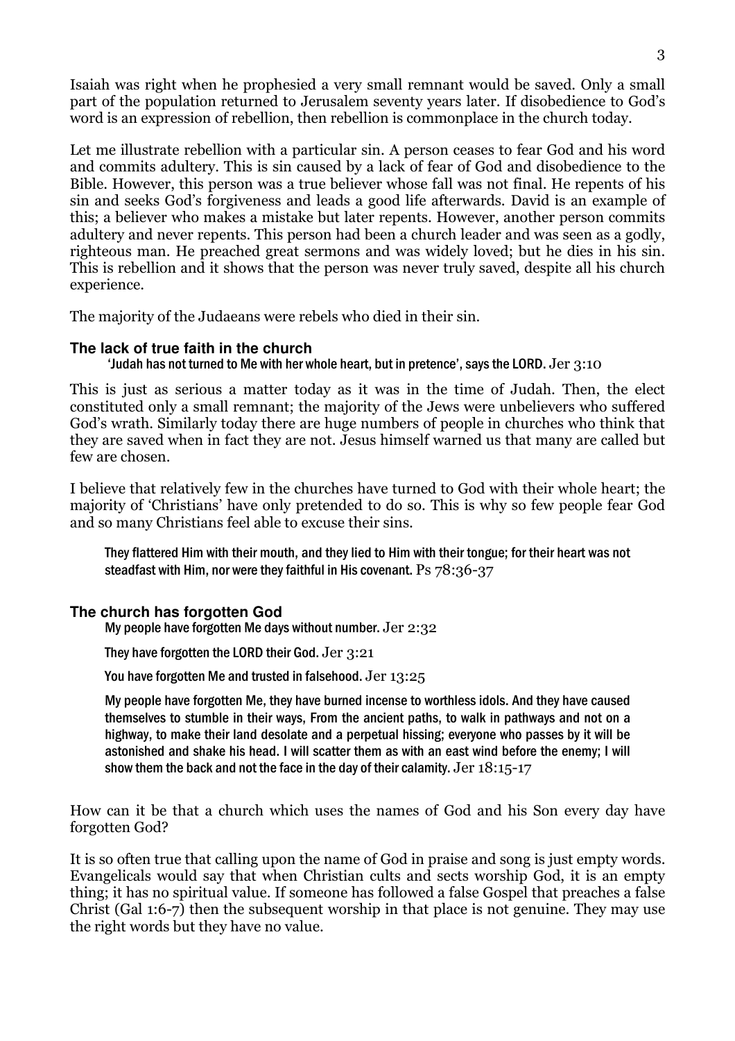Isaiah was right when he prophesied a very small remnant would be saved. Only a small part of the population returned to Jerusalem seventy years later. If disobedience to God's word is an expression of rebellion, then rebellion is commonplace in the church today.

Let me illustrate rebellion with a particular sin. A person ceases to fear God and his word and commits adultery. This is sin caused by a lack of fear of God and disobedience to the Bible. However, this person was a true believer whose fall was not final. He repents of his sin and seeks God's forgiveness and leads a good life afterwards. David is an example of this; a believer who makes a mistake but later repents. However, another person commits adultery and never repents. This person had been a church leader and was seen as a godly, righteous man. He preached great sermons and was widely loved; but he dies in his sin. This is rebellion and it shows that the person was never truly saved, despite all his church experience.

The majority of the Judaeans were rebels who died in their sin.

### The lack of true faith in the church

> 'Judah has not turned to Me with her whole heart, but in pretence', says the LORD. Jer 3:10

This is just as serious a matter today as it was in the time of Judah. Then, the elect constituted only a small remnant; the majority of the Jews were unbelievers who suffered God's wrath. Similarly today there are huge numbers of people in churches who think that they are saved when in fact they are not. Jesus himself warned us that many are called but few are chosen.

I believe that relatively few in the churches have turned to God with their whole heart; the majority of 'Christians' have only pretended to do so. This is why so few people fear God and so many Christians feel able to excuse their sins.

> They flattered Him with their mouth, and they lied to Him with their tongue; for their heart was not steadfast with Him, nor were they faithful in His covenant. Ps 78:36-37

### The church has forgotten God

> My people have forgotten Me days without number. Jer 2:32
>
> They have forgotten the LORD their God. Jer 3:21
>
> You have forgotten Me and trusted in falsehood. Jer 13:25
>
> My people have forgotten Me, they have burned incense to worthless idols. And they have caused themselves to stumble in their ways, From the ancient paths, to walk in pathways and not on a highway, to make their land desolate and a perpetual hissing; everyone who passes by it will be astonished and shake his head. I will scatter them as with an east wind before the enemy; I will show them the back and not the face in the day of their calamity. Jer 18:15-17

How can it be that a church which uses the names of God and his Son every day have forgotten God?

It is so often true that calling upon the name of God in praise and song is just empty words. Evangelicals would say that when Christian cults and sects worship God, it is an empty thing; it has no spiritual value. If someone has followed a false Gospel that preaches a false Christ (Gal 1:6-7) then the subsequent worship in that place is not genuine. They may use the right words but they have no value.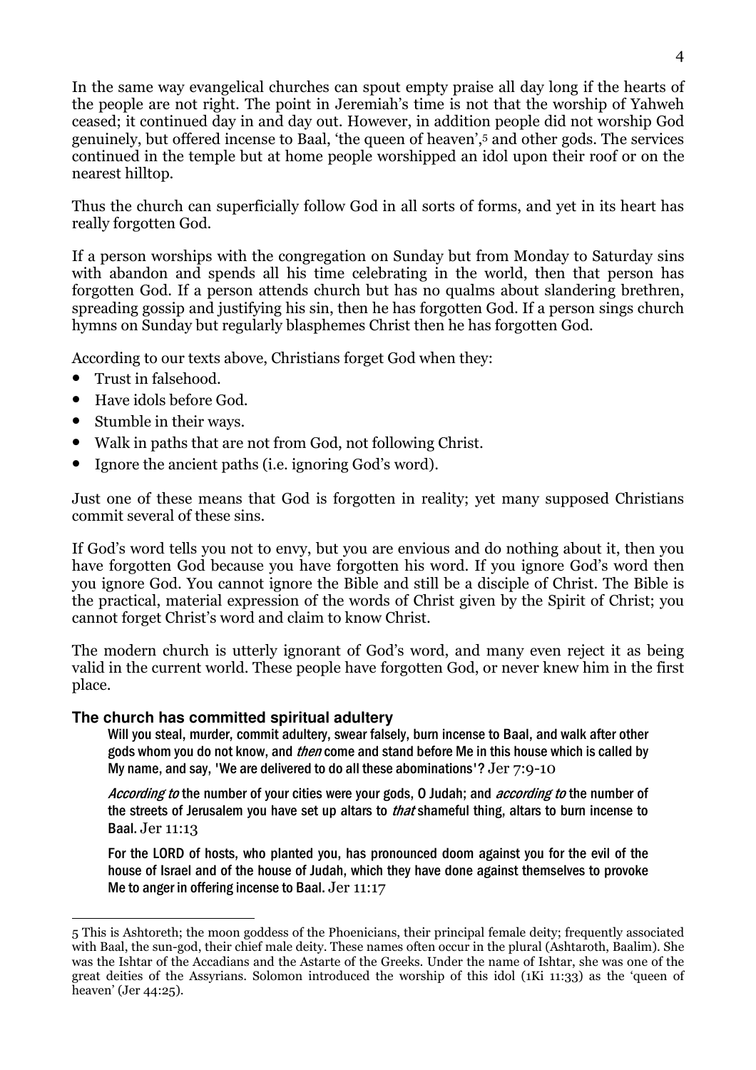In the same way evangelical churches can spout empty praise all day long if the hearts of the people are not right. The point in Jeremiah's time is not that the worship of Yahweh ceased; it continued day in and day out. However, in addition people did not worship God genuinely, but offered incense to Baal, 'the queen of heaven',[5] and other gods. The services continued in the temple but at home people worshipped an idol upon their roof or on the nearest hilltop.

Thus the church can superficially follow God in all sorts of forms, and yet in its heart has really forgotten God.

If a person worships with the congregation on Sunday but from Monday to Saturday sins with abandon and spends all his time celebrating in the world, then that person has forgotten God. If a person attends church but has no qualms about slandering brethren, spreading gossip and justifying his sin, then he has forgotten God. If a person sings church hymns on Sunday but regularly blasphemes Christ then he has forgotten God.

According to our texts above, Christians forget God when they:

- Trust in falsehood.
- Have idols before God.
- Stumble in their ways.
- Walk in paths that are not from God, not following Christ.
- Ignore the ancient paths (i.e. ignoring God's word).

Just one of these means that God is forgotten in reality; yet many supposed Christians commit several of these sins.

If God's word tells you not to envy, but you are envious and do nothing about it, then you have forgotten God because you have forgotten his word. If you ignore God's word then you ignore God. You cannot ignore the Bible and still be a disciple of Christ. The Bible is the practical, material expression of the words of Christ given by the Spirit of Christ; you cannot forget Christ's word and claim to know Christ.

The modern church is utterly ignorant of God's word, and many even reject it as being valid in the current world. These people have forgotten God, or never knew him in the first place.

### The church has committed spiritual adultery

> Will you steal, murder, commit adultery, swear falsely, burn incense to Baal, and walk after other gods whom you do not know, and *then* come and stand before Me in this house which is called by My name, and say, 'We are delivered to do all these abominations'? Jer 7:9-10
>
> *According to* the number of your cities were your gods, O Judah; and *according to* the number of the streets of Jerusalem you have set up altars to *that* shameful thing, altars to burn incense to Baal. Jer 11:13
>
> For the LORD of hosts, who planted you, has pronounced doom against you for the evil of the house of Israel and of the house of Judah, which they have done against themselves to provoke Me to anger in offering incense to Baal. Jer 11:17

---

5 This is Ashtoreth; the moon goddess of the Phoenicians, their principal female deity; frequently associated with Baal, the sun-god, their chief male deity. These names often occur in the plural (Ashtaroth, Baalim). She was the Ishtar of the Accadians and the Astarte of the Greeks. Under the name of Ishtar, she was one of the great deities of the Assyrians. Solomon introduced the worship of this idol (1Ki 11:33) as the 'queen of heaven' (Jer 44:25).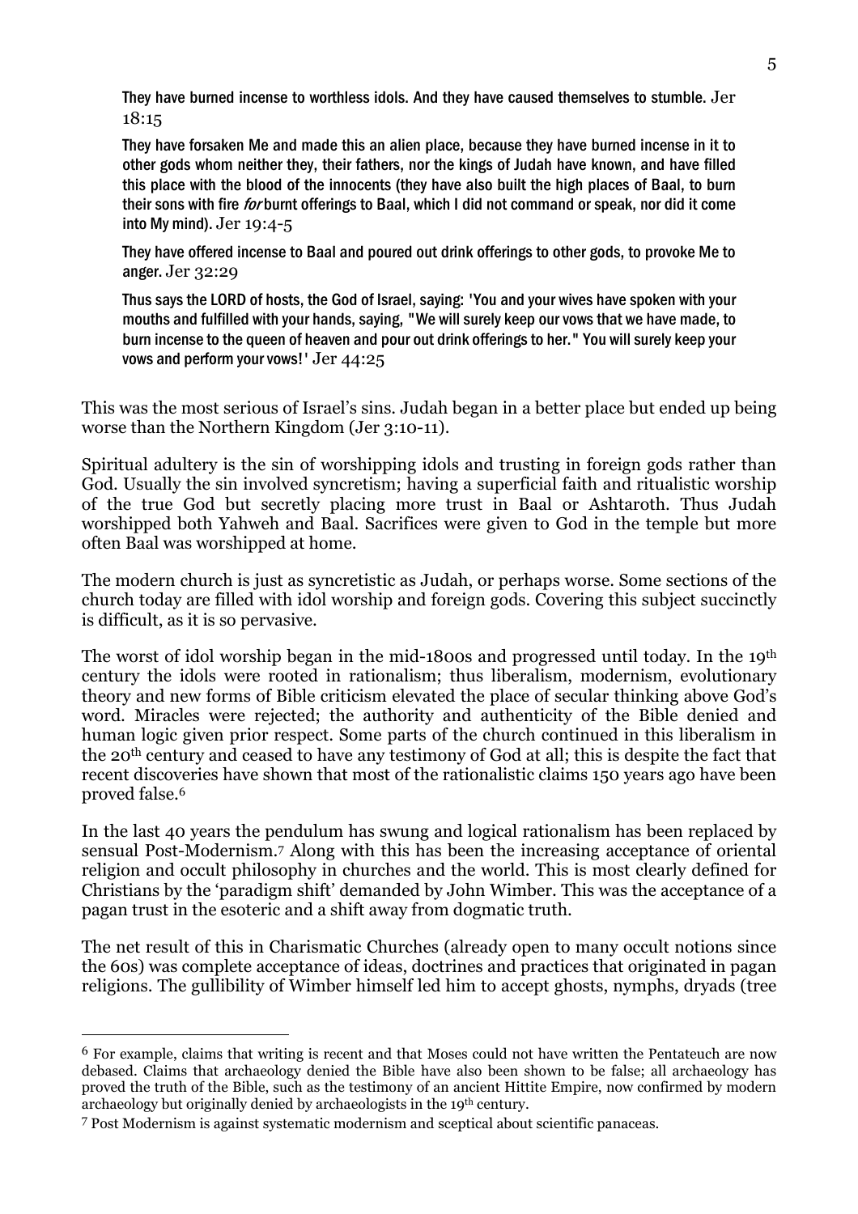> They have burned incense to worthless idols. And they have caused themselves to stumble. Jer 18:15

> They have forsaken Me and made this an alien place, because they have burned incense in it to other gods whom neither they, their fathers, nor the kings of Judah have known, and have filled this place with the blood of the innocents (they have also built the high places of Baal, to burn their sons with fire *for* burnt offerings to Baal, which I did not command or speak, nor did it come into My mind). Jer 19:4-5

> They have offered incense to Baal and poured out drink offerings to other gods, to provoke Me to anger. Jer 32:29

> Thus says the LORD of hosts, the God of Israel, saying: 'You and your wives have spoken with your mouths and fulfilled with your hands, saying, "We will surely keep our vows that we have made, to burn incense to the queen of heaven and pour out drink offerings to her." You will surely keep your vows and perform your vows!' Jer 44:25

This was the most serious of Israel's sins. Judah began in a better place but ended up being worse than the Northern Kingdom (Jer 3:10-11).

Spiritual adultery is the sin of worshipping idols and trusting in foreign gods rather than God. Usually the sin involved syncretism; having a superficial faith and ritualistic worship of the true God but secretly placing more trust in Baal or Ashtaroth. Thus Judah worshipped both Yahweh and Baal. Sacrifices were given to God in the temple but more often Baal was worshipped at home.

The modern church is just as syncretistic as Judah, or perhaps worse. Some sections of the church today are filled with idol worship and foreign gods. Covering this subject succinctly is difficult, as it is so pervasive.

The worst of idol worship began in the mid-1800s and progressed until today. In the 19th century the idols were rooted in rationalism; thus liberalism, modernism, evolutionary theory and new forms of Bible criticism elevated the place of secular thinking above God's word. Miracles were rejected; the authority and authenticity of the Bible denied and human logic given prior respect. Some parts of the church continued in this liberalism in the 20th century and ceased to have any testimony of God at all; this is despite the fact that recent discoveries have shown that most of the rationalistic claims 150 years ago have been proved false.[6]

In the last 40 years the pendulum has swung and logical rationalism has been replaced by sensual Post-Modernism.[7] Along with this has been the increasing acceptance of oriental religion and occult philosophy in churches and the world. This is most clearly defined for Christians by the 'paradigm shift' demanded by John Wimber. This was the acceptance of a pagan trust in the esoteric and a shift away from dogmatic truth.

The net result of this in Charismatic Churches (already open to many occult notions since the 60s) was complete acceptance of ideas, doctrines and practices that originated in pagan religions. The gullibility of Wimber himself led him to accept ghosts, nymphs, dryads (tree

---

[6] For example, claims that writing is recent and that Moses could not have written the Pentateuch are now debased. Claims that archaeology denied the Bible have also been shown to be false; all archaeology has proved the truth of the Bible, such as the testimony of an ancient Hittite Empire, now confirmed by modern archaeology but originally denied by archaeologists in the 19th century.

[7] Post Modernism is against systematic modernism and sceptical about scientific panaceas.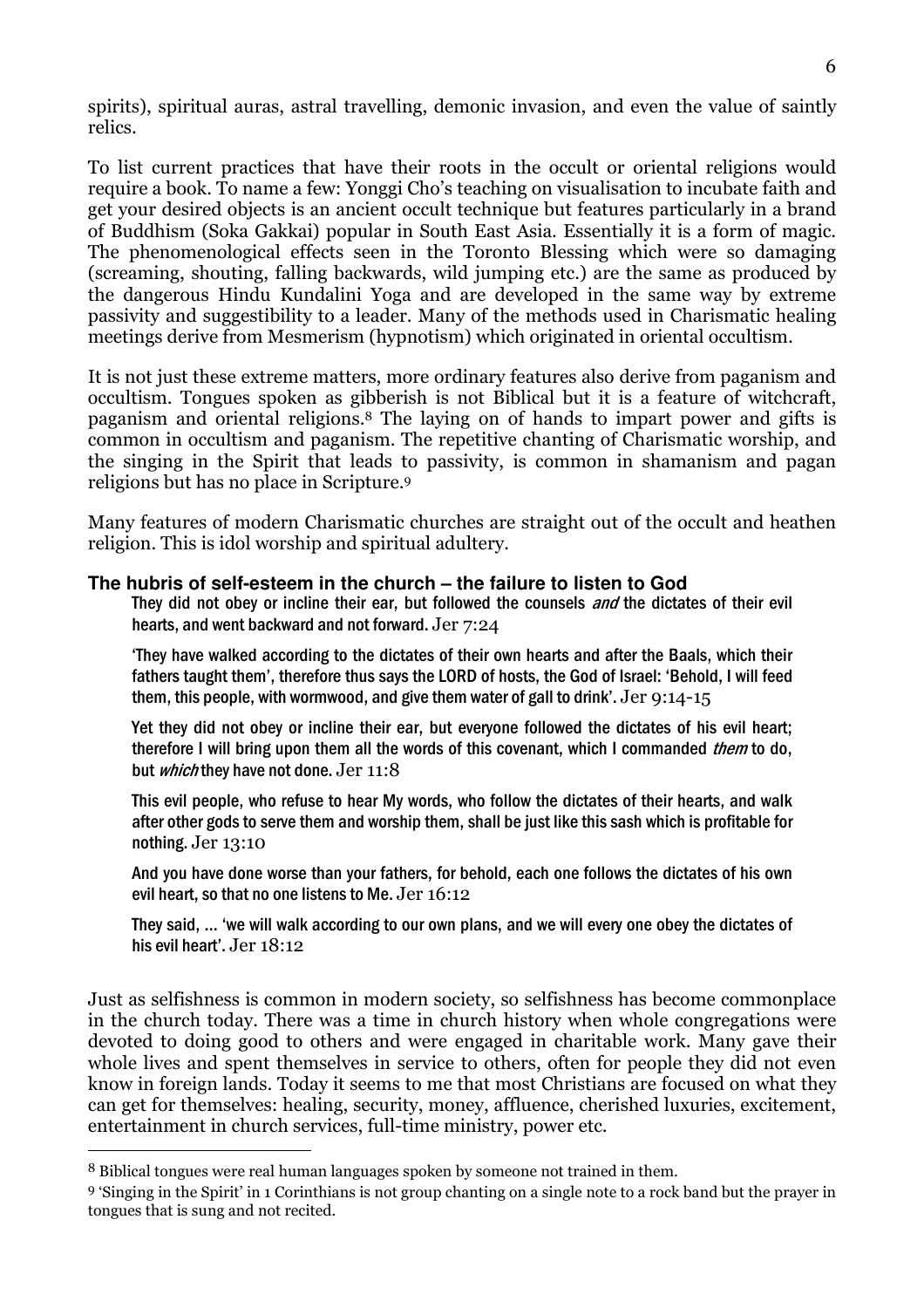spirits), spiritual auras, astral travelling, demonic invasion, and even the value of saintly relics.

To list current practices that have their roots in the occult or oriental religions would require a book. To name a few: Yonggi Cho's teaching on visualisation to incubate faith and get your desired objects is an ancient occult technique but features particularly in a brand of Buddhism (Soka Gakkai) popular in South East Asia. Essentially it is a form of magic. The phenomenological effects seen in the Toronto Blessing which were so damaging (screaming, shouting, falling backwards, wild jumping etc.) are the same as produced by the dangerous Hindu Kundalini Yoga and are developed in the same way by extreme passivity and suggestibility to a leader. Many of the methods used in Charismatic healing meetings derive from Mesmerism (hypnotism) which originated in oriental occultism.

It is not just these extreme matters, more ordinary features also derive from paganism and occultism. Tongues spoken as gibberish is not Biblical but it is a feature of witchcraft, paganism and oriental religions.[8] The laying on of hands to impart power and gifts is common in occultism and paganism. The repetitive chanting of Charismatic worship, and the singing in the Spirit that leads to passivity, is common in shamanism and pagan religions but has no place in Scripture.[9]

Many features of modern Charismatic churches are straight out of the occult and heathen religion. This is idol worship and spiritual adultery.

### The hubris of self-esteem in the church – the failure to listen to God

> They did not obey or incline their ear, but followed the counsels *and* the dictates of their evil hearts, and went backward and not forward. Jer 7:24

> 'They have walked according to the dictates of their own hearts and after the Baals, which their fathers taught them', therefore thus says the LORD of hosts, the God of Israel: 'Behold, I will feed them, this people, with wormwood, and give them water of gall to drink'. Jer 9:14-15

> Yet they did not obey or incline their ear, but everyone followed the dictates of his evil heart; therefore I will bring upon them all the words of this covenant, which I commanded *them* to do, but *which* they have not done. Jer 11:8

> This evil people, who refuse to hear My words, who follow the dictates of their hearts, and walk after other gods to serve them and worship them, shall be just like this sash which is profitable for nothing. Jer 13:10

> And you have done worse than your fathers, for behold, each one follows the dictates of his own evil heart, so that no one listens to Me. Jer 16:12

> They said, … 'we will walk according to our own plans, and we will every one obey the dictates of his evil heart'. Jer 18:12

Just as selfishness is common in modern society, so selfishness has become commonplace in the church today. There was a time in church history when whole congregations were devoted to doing good to others and were engaged in charitable work. Many gave their whole lives and spent themselves in service to others, often for people they did not even know in foreign lands. Today it seems to me that most Christians are focused on what they can get for themselves: healing, security, money, affluence, cherished luxuries, excitement, entertainment in church services, full-time ministry, power etc.

---

[8] Biblical tongues were real human languages spoken by someone not trained in them.

[9] 'Singing in the Spirit' in 1 Corinthians is not group chanting on a single note to a rock band but the prayer in tongues that is sung and not recited.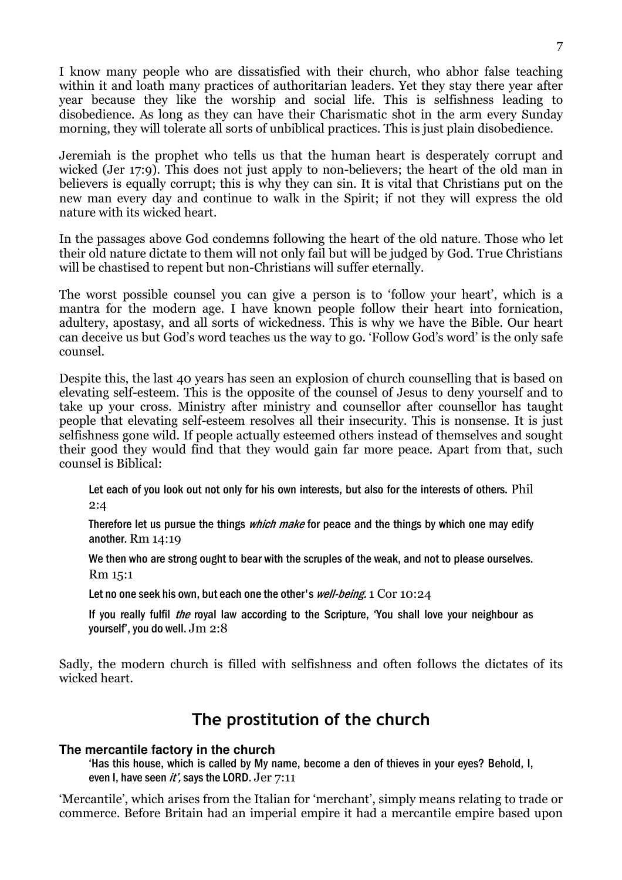I know many people who are dissatisfied with their church, who abhor false teaching within it and loath many practices of authoritarian leaders. Yet they stay there year after year because they like the worship and social life. This is selfishness leading to disobedience. As long as they can have their Charismatic shot in the arm every Sunday morning, they will tolerate all sorts of unbiblical practices. This is just plain disobedience.

Jeremiah is the prophet who tells us that the human heart is desperately corrupt and wicked (Jer 17:9). This does not just apply to non-believers; the heart of the old man in believers is equally corrupt; this is why they can sin. It is vital that Christians put on the new man every day and continue to walk in the Spirit; if not they will express the old nature with its wicked heart.

In the passages above God condemns following the heart of the old nature. Those who let their old nature dictate to them will not only fail but will be judged by God. True Christians will be chastised to repent but non-Christians will suffer eternally.

The worst possible counsel you can give a person is to 'follow your heart', which is a mantra for the modern age. I have known people follow their heart into fornication, adultery, apostasy, and all sorts of wickedness. This is why we have the Bible. Our heart can deceive us but God's word teaches us the way to go. 'Follow God's word' is the only safe counsel.

Despite this, the last 40 years has seen an explosion of church counselling that is based on elevating self-esteem. This is the opposite of the counsel of Jesus to deny yourself and to take up your cross. Ministry after ministry and counsellor after counsellor has taught people that elevating self-esteem resolves all their insecurity. This is nonsense. It is just selfishness gone wild. If people actually esteemed others instead of themselves and sought their good they would find that they would gain far more peace. Apart from that, such counsel is Biblical:

> Let each of you look out not only for his own interests, but also for the interests of others. Phil 2:4
>
> Therefore let us pursue the things *which make* for peace and the things by which one may edify another. Rm 14:19
>
> We then who are strong ought to bear with the scruples of the weak, and not to please ourselves. Rm 15:1
>
> Let no one seek his own, but each one the other's *well-being.* 1 Cor 10:24
>
> If you really fulfil *the* royal law according to the Scripture, 'You shall love your neighbour as yourself', you do well. Jm 2:8

Sadly, the modern church is filled with selfishness and often follows the dictates of its wicked heart.

## The prostitution of the church

### The mercantile factory in the church

> 'Has this house, which is called by My name, become a den of thieves in your eyes? Behold, I, even I, have seen *it',* says the LORD. Jer 7:11

'Mercantile', which arises from the Italian for 'merchant', simply means relating to trade or commerce. Before Britain had an imperial empire it had a mercantile empire based upon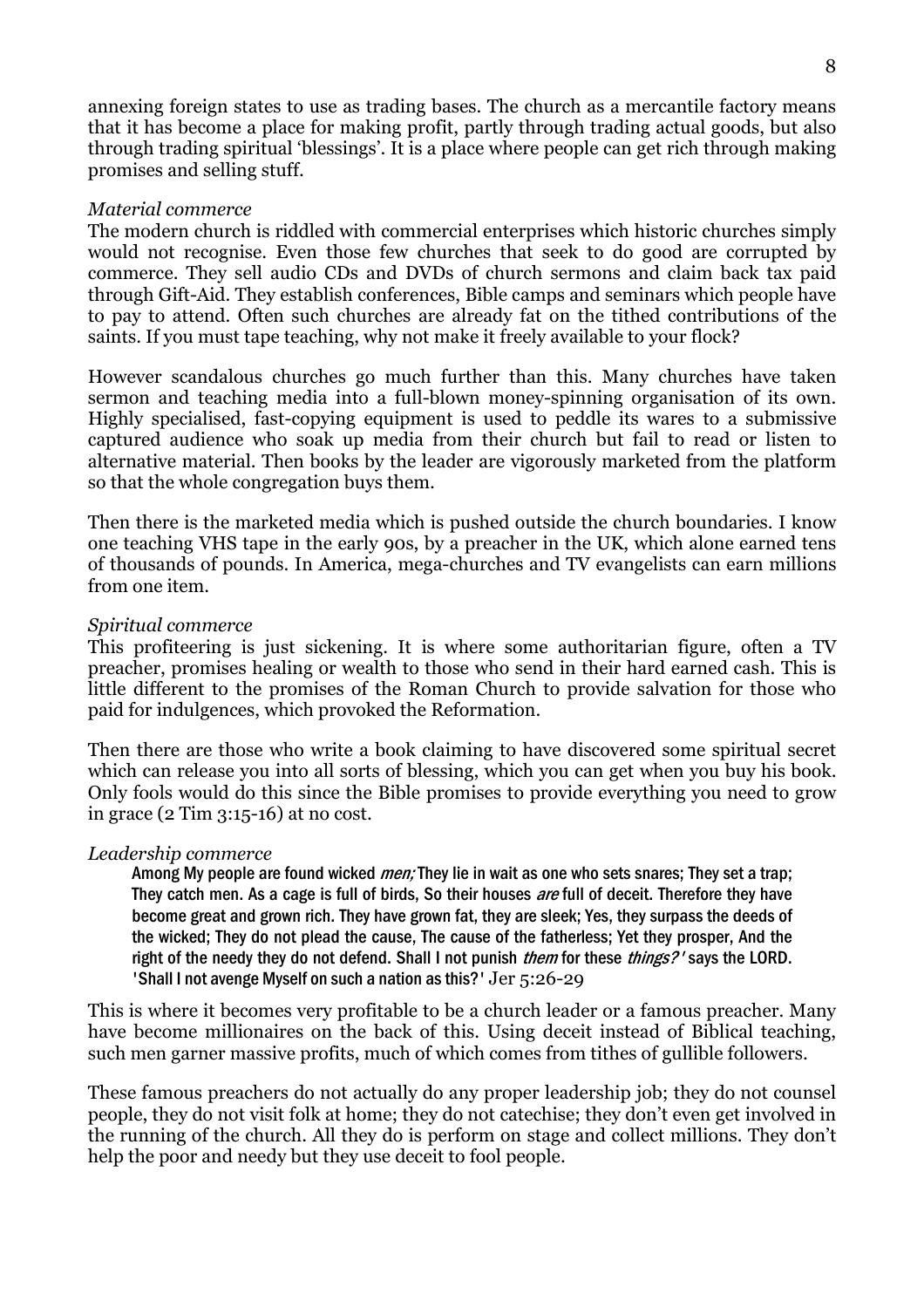annexing foreign states to use as trading bases. The church as a mercantile factory means that it has become a place for making profit, partly through trading actual goods, but also through trading spiritual 'blessings'. It is a place where people can get rich through making promises and selling stuff.

*Material commerce*

The modern church is riddled with commercial enterprises which historic churches simply would not recognise. Even those few churches that seek to do good are corrupted by commerce. They sell audio CDs and DVDs of church sermons and claim back tax paid through Gift-Aid. They establish conferences, Bible camps and seminars which people have to pay to attend. Often such churches are already fat on the tithed contributions of the saints. If you must tape teaching, why not make it freely available to your flock?

However scandalous churches go much further than this. Many churches have taken sermon and teaching media into a full-blown money-spinning organisation of its own. Highly specialised, fast-copying equipment is used to peddle its wares to a submissive captured audience who soak up media from their church but fail to read or listen to alternative material. Then books by the leader are vigorously marketed from the platform so that the whole congregation buys them.

Then there is the marketed media which is pushed outside the church boundaries. I know one teaching VHS tape in the early 90s, by a preacher in the UK, which alone earned tens of thousands of pounds. In America, mega-churches and TV evangelists can earn millions from one item.

*Spiritual commerce*

This profiteering is just sickening. It is where some authoritarian figure, often a TV preacher, promises healing or wealth to those who send in their hard earned cash. This is little different to the promises of the Roman Church to provide salvation for those who paid for indulgences, which provoked the Reformation.

Then there are those who write a book claiming to have discovered some spiritual secret which can release you into all sorts of blessing, which you can get when you buy his book. Only fools would do this since the Bible promises to provide everything you need to grow in grace (2 Tim 3:15-16) at no cost.

*Leadership commerce*

> Among My people are found wicked *men;* They lie in wait as one who sets snares; They set a trap; They catch men. As a cage is full of birds, So their houses *are* full of deceit. Therefore they have become great and grown rich. They have grown fat, they are sleek; Yes, they surpass the deeds of the wicked; They do not plead the cause, The cause of the fatherless; Yet they prosper, And the right of the needy they do not defend. Shall I not punish *them* for these *things?'* says the LORD. 'Shall I not avenge Myself on such a nation as this?' Jer 5:26-29

This is where it becomes very profitable to be a church leader or a famous preacher. Many have become millionaires on the back of this. Using deceit instead of Biblical teaching, such men garner massive profits, much of which comes from tithes of gullible followers.

These famous preachers do not actually do any proper leadership job; they do not counsel people, they do not visit folk at home; they do not catechise; they don't even get involved in the running of the church. All they do is perform on stage and collect millions. They don't help the poor and needy but they use deceit to fool people.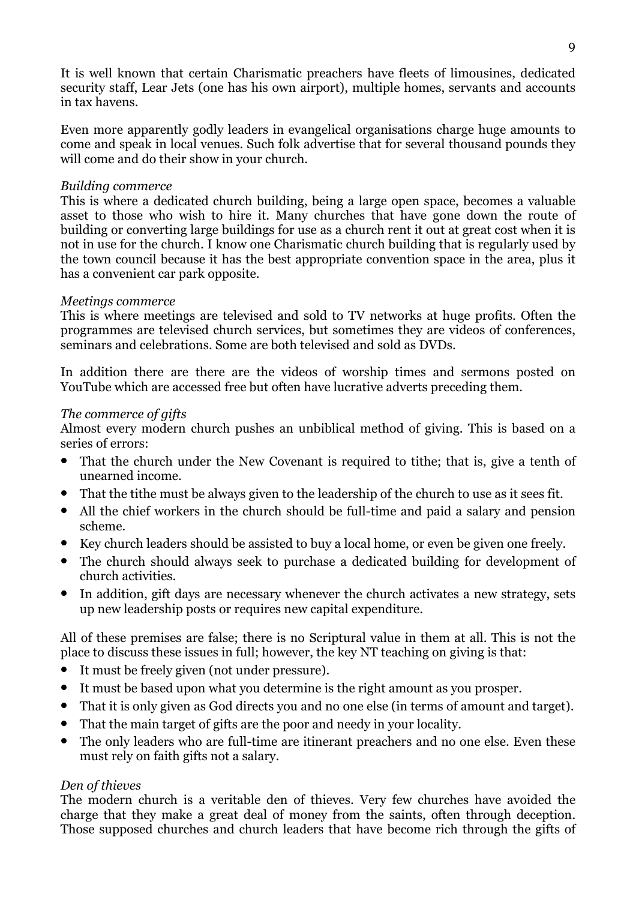It is well known that certain Charismatic preachers have fleets of limousines, dedicated security staff, Lear Jets (one has his own airport), multiple homes, servants and accounts in tax havens.

Even more apparently godly leaders in evangelical organisations charge huge amounts to come and speak in local venues. Such folk advertise that for several thousand pounds they will come and do their show in your church.

*Building commerce*

This is where a dedicated church building, being a large open space, becomes a valuable asset to those who wish to hire it. Many churches that have gone down the route of building or converting large buildings for use as a church rent it out at great cost when it is not in use for the church. I know one Charismatic church building that is regularly used by the town council because it has the best appropriate convention space in the area, plus it has a convenient car park opposite.

*Meetings commerce*

This is where meetings are televised and sold to TV networks at huge profits. Often the programmes are televised church services, but sometimes they are videos of conferences, seminars and celebrations. Some are both televised and sold as DVDs.

In addition there are there are the videos of worship times and sermons posted on YouTube which are accessed free but often have lucrative adverts preceding them.

*The commerce of gifts*

Almost every modern church pushes an unbiblical method of giving. This is based on a series of errors:

- That the church under the New Covenant is required to tithe; that is, give a tenth of unearned income.
- That the tithe must be always given to the leadership of the church to use as it sees fit.
- All the chief workers in the church should be full-time and paid a salary and pension scheme.
- Key church leaders should be assisted to buy a local home, or even be given one freely.
- The church should always seek to purchase a dedicated building for development of church activities.
- In addition, gift days are necessary whenever the church activates a new strategy, sets up new leadership posts or requires new capital expenditure.

All of these premises are false; there is no Scriptural value in them at all. This is not the place to discuss these issues in full; however, the key NT teaching on giving is that:

- It must be freely given (not under pressure).
- It must be based upon what you determine is the right amount as you prosper.
- That it is only given as God directs you and no one else (in terms of amount and target).
- That the main target of gifts are the poor and needy in your locality.
- The only leaders who are full-time are itinerant preachers and no one else. Even these must rely on faith gifts not a salary.

*Den of thieves*

The modern church is a veritable den of thieves. Very few churches have avoided the charge that they make a great deal of money from the saints, often through deception. Those supposed churches and church leaders that have become rich through the gifts of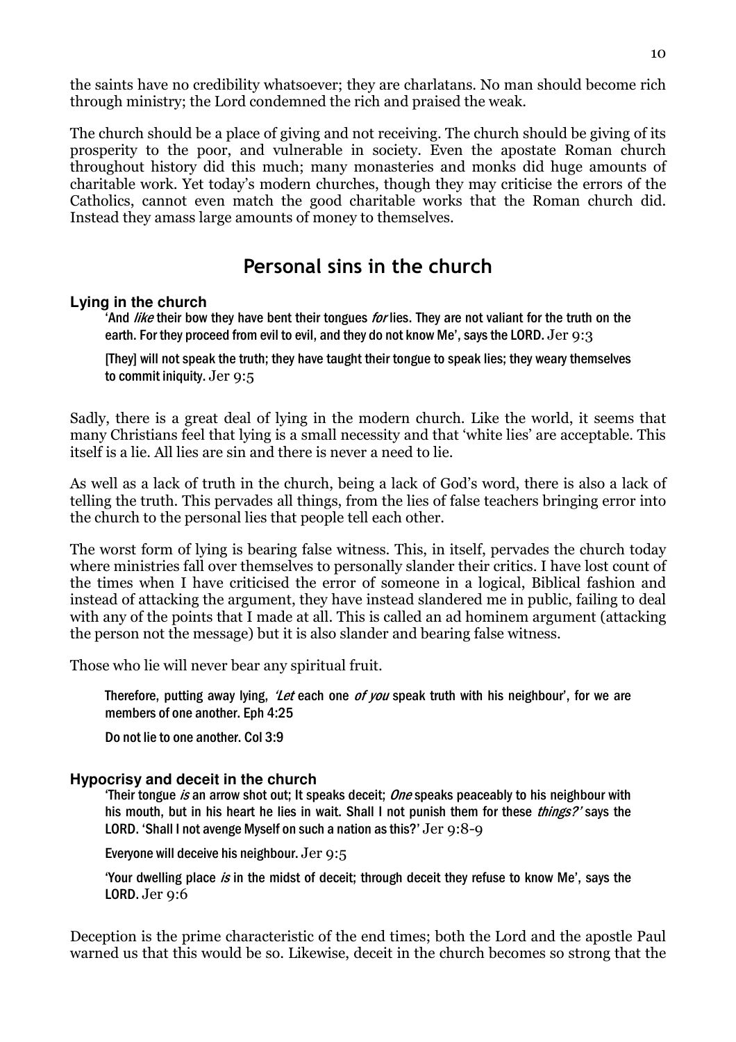the saints have no credibility whatsoever; they are charlatans. No man should become rich through ministry; the Lord condemned the rich and praised the weak.

The church should be a place of giving and not receiving. The church should be giving of its prosperity to the poor, and vulnerable in society. Even the apostate Roman church throughout history did this much; many monasteries and monks did huge amounts of charitable work. Yet today's modern churches, though they may criticise the errors of the Catholics, cannot even match the good charitable works that the Roman church did. Instead they amass large amounts of money to themselves.

## Personal sins in the church

### Lying in the church

> 'And *like* their bow they have bent their tongues *for* lies. They are not valiant for the truth on the earth. For they proceed from evil to evil, and they do not know Me', says the LORD. Jer 9:3
>
> [They] will not speak the truth; they have taught their tongue to speak lies; they weary themselves to commit iniquity. Jer 9:5

Sadly, there is a great deal of lying in the modern church. Like the world, it seems that many Christians feel that lying is a small necessity and that 'white lies' are acceptable. This itself is a lie. All lies are sin and there is never a need to lie.

As well as a lack of truth in the church, being a lack of God's word, there is also a lack of telling the truth. This pervades all things, from the lies of false teachers bringing error into the church to the personal lies that people tell each other.

The worst form of lying is bearing false witness. This, in itself, pervades the church today where ministries fall over themselves to personally slander their critics. I have lost count of the times when I have criticised the error of someone in a logical, Biblical fashion and instead of attacking the argument, they have instead slandered me in public, failing to deal with any of the points that I made at all. This is called an ad hominem argument (attacking the person not the message) but it is also slander and bearing false witness.

Those who lie will never bear any spiritual fruit.

> Therefore, putting away lying, *'Let* each one *of you* speak truth with his neighbour', for we are members of one another. Eph 4:25
>
> Do not lie to one another. Col 3:9

### Hypocrisy and deceit in the church

> 'Their tongue *is* an arrow shot out; It speaks deceit; *One* speaks peaceably to his neighbour with his mouth, but in his heart he lies in wait. Shall I not punish them for these *things?'* says the LORD. 'Shall I not avenge Myself on such a nation as this?' Jer 9:8-9
>
> Everyone will deceive his neighbour. Jer 9:5
>
> 'Your dwelling place *is* in the midst of deceit; through deceit they refuse to know Me', says the LORD. Jer 9:6

Deception is the prime characteristic of the end times; both the Lord and the apostle Paul warned us that this would be so. Likewise, deceit in the church becomes so strong that the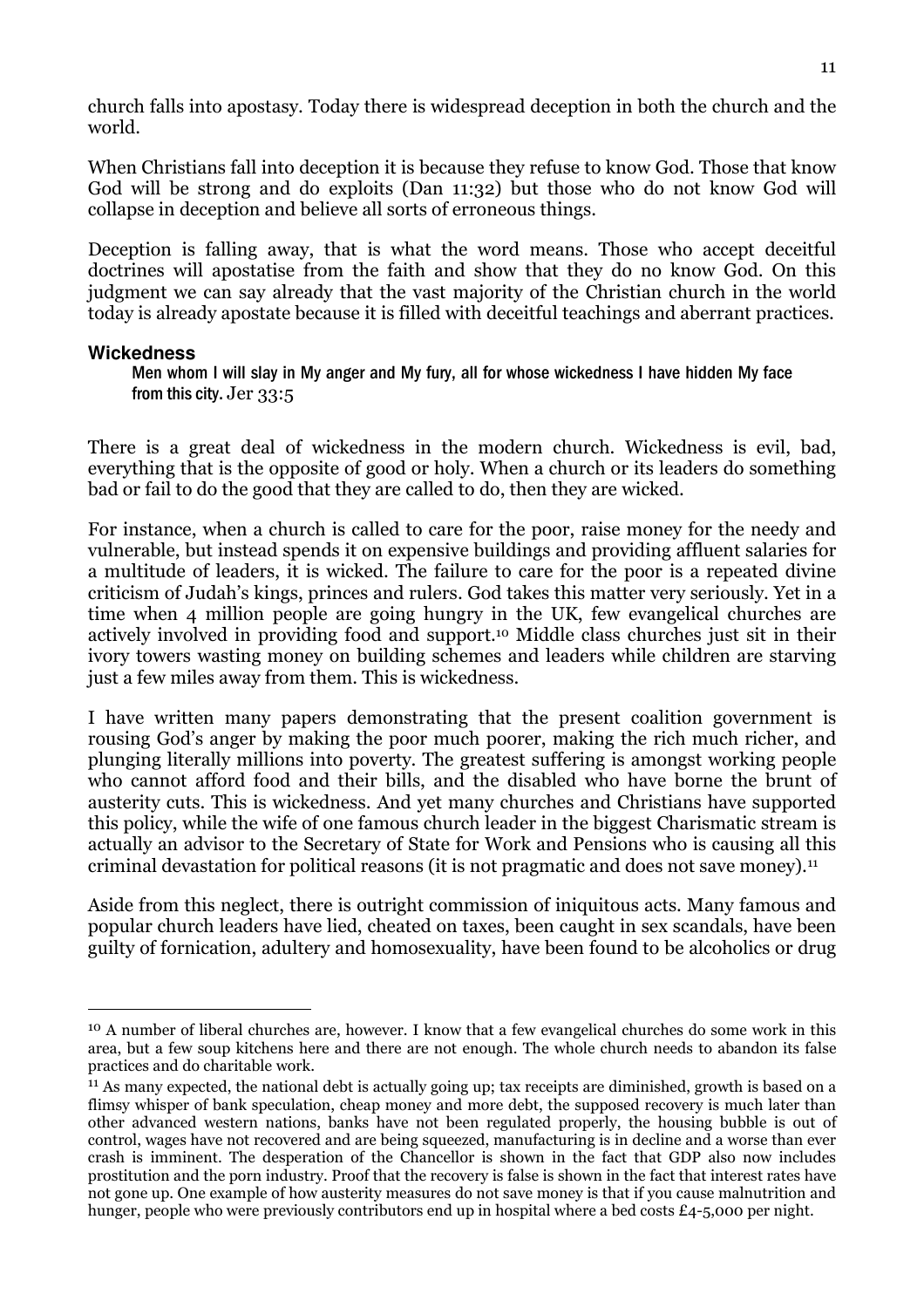church falls into apostasy. Today there is widespread deception in both the church and the world.

When Christians fall into deception it is because they refuse to know God. Those that know God will be strong and do exploits (Dan 11:32) but those who do not know God will collapse in deception and believe all sorts of erroneous things.

Deception is falling away, that is what the word means. Those who accept deceitful doctrines will apostatise from the faith and show that they do no know God. On this judgment we can say already that the vast majority of the Christian church in the world today is already apostate because it is filled with deceitful teachings and aberrant practices.

### Wickedness

> Men whom I will slay in My anger and My fury, all for whose wickedness I have hidden My face from this city. Jer 33:5

There is a great deal of wickedness in the modern church. Wickedness is evil, bad, everything that is the opposite of good or holy. When a church or its leaders do something bad or fail to do the good that they are called to do, then they are wicked.

For instance, when a church is called to care for the poor, raise money for the needy and vulnerable, but instead spends it on expensive buildings and providing affluent salaries for a multitude of leaders, it is wicked. The failure to care for the poor is a repeated divine criticism of Judah's kings, princes and rulers. God takes this matter very seriously. Yet in a time when 4 million people are going hungry in the UK, few evangelical churches are actively involved in providing food and support.[10] Middle class churches just sit in their ivory towers wasting money on building schemes and leaders while children are starving just a few miles away from them. This is wickedness.

I have written many papers demonstrating that the present coalition government is rousing God's anger by making the poor much poorer, making the rich much richer, and plunging literally millions into poverty. The greatest suffering is amongst working people who cannot afford food and their bills, and the disabled who have borne the brunt of austerity cuts. This is wickedness. And yet many churches and Christians have supported this policy, while the wife of one famous church leader in the biggest Charismatic stream is actually an advisor to the Secretary of State for Work and Pensions who is causing all this criminal devastation for political reasons (it is not pragmatic and does not save money).[11]

Aside from this neglect, there is outright commission of iniquitous acts. Many famous and popular church leaders have lied, cheated on taxes, been caught in sex scandals, have been guilty of fornication, adultery and homosexuality, have been found to be alcoholics or drug

---

[10] A number of liberal churches are, however. I know that a few evangelical churches do some work in this area, but a few soup kitchens here and there are not enough. The whole church needs to abandon its false practices and do charitable work.

[11] As many expected, the national debt is actually going up; tax receipts are diminished, growth is based on a flimsy whisper of bank speculation, cheap money and more debt, the supposed recovery is much later than other advanced western nations, banks have not been regulated properly, the housing bubble is out of control, wages have not recovered and are being squeezed, manufacturing is in decline and a worse than ever crash is imminent. The desperation of the Chancellor is shown in the fact that GDP also now includes prostitution and the porn industry. Proof that the recovery is false is shown in the fact that interest rates have not gone up. One example of how austerity measures do not save money is that if you cause malnutrition and hunger, people who were previously contributors end up in hospital where a bed costs £4-5,000 per night.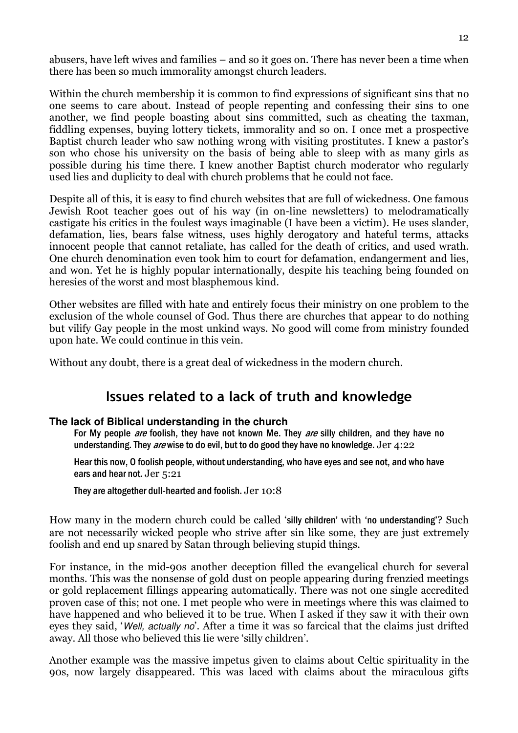abusers, have left wives and families – and so it goes on. There has never been a time when there has been so much immorality amongst church leaders.

Within the church membership it is common to find expressions of significant sins that no one seems to care about. Instead of people repenting and confessing their sins to one another, we find people boasting about sins committed, such as cheating the taxman, fiddling expenses, buying lottery tickets, immorality and so on. I once met a prospective Baptist church leader who saw nothing wrong with visiting prostitutes. I knew a pastor's son who chose his university on the basis of being able to sleep with as many girls as possible during his time there. I knew another Baptist church moderator who regularly used lies and duplicity to deal with church problems that he could not face.

Despite all of this, it is easy to find church websites that are full of wickedness. One famous Jewish Root teacher goes out of his way (in on-line newsletters) to melodramatically castigate his critics in the foulest ways imaginable (I have been a victim). He uses slander, defamation, lies, bears false witness, uses highly derogatory and hateful terms, attacks innocent people that cannot retaliate, has called for the death of critics, and used wrath. One church denomination even took him to court for defamation, endangerment and lies, and won. Yet he is highly popular internationally, despite his teaching being founded on heresies of the worst and most blasphemous kind.

Other websites are filled with hate and entirely focus their ministry on one problem to the exclusion of the whole counsel of God. Thus there are churches that appear to do nothing but vilify Gay people in the most unkind ways. No good will come from ministry founded upon hate. We could continue in this vein.

Without any doubt, there is a great deal of wickedness in the modern church.

## Issues related to a lack of truth and knowledge

### The lack of Biblical understanding in the church

> For My people *are* foolish, they have not known Me. They *are* silly children, and they have no understanding. They *are* wise to do evil, but to do good they have no knowledge. Jer 4:22
>
> Hear this now, O foolish people, without understanding, who have eyes and see not, and who have ears and hear not. Jer 5:21
>
> They are altogether dull-hearted and foolish. Jer 10:8

How many in the modern church could be called 'silly children' with 'no understanding'? Such are not necessarily wicked people who strive after sin like some, they are just extremely foolish and end up snared by Satan through believing stupid things.

For instance, in the mid-90s another deception filled the evangelical church for several months. This was the nonsense of gold dust on people appearing during frenzied meetings or gold replacement fillings appearing automatically. There was not one single accredited proven case of this; not one. I met people who were in meetings where this was claimed to have happened and who believed it to be true. When I asked if they saw it with their own eyes they said, '*Well, actually no*'. After a time it was so farcical that the claims just drifted away. All those who believed this lie were 'silly children'.

Another example was the massive impetus given to claims about Celtic spirituality in the 90s, now largely disappeared. This was laced with claims about the miraculous gifts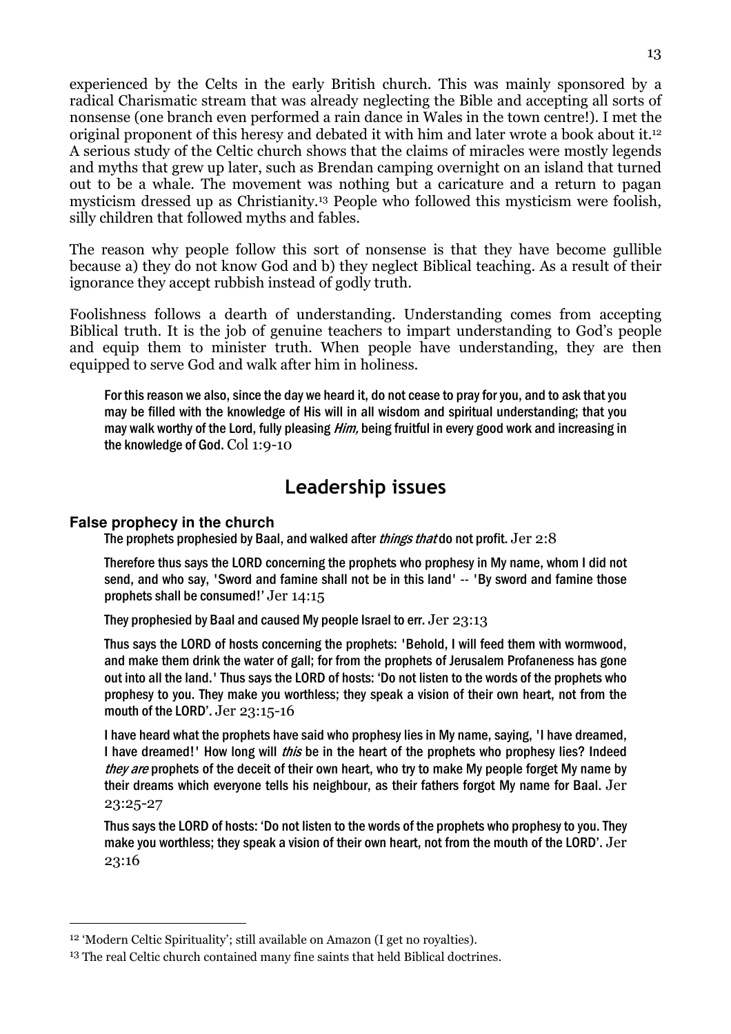experienced by the Celts in the early British church. This was mainly sponsored by a radical Charismatic stream that was already neglecting the Bible and accepting all sorts of nonsense (one branch even performed a rain dance in Wales in the town centre!). I met the original proponent of this heresy and debated it with him and later wrote a book about it.[12] A serious study of the Celtic church shows that the claims of miracles were mostly legends and myths that grew up later, such as Brendan camping overnight on an island that turned out to be a whale. The movement was nothing but a caricature and a return to pagan mysticism dressed up as Christianity.[13] People who followed this mysticism were foolish, silly children that followed myths and fables.

The reason why people follow this sort of nonsense is that they have become gullible because a) they do not know God and b) they neglect Biblical teaching. As a result of their ignorance they accept rubbish instead of godly truth.

Foolishness follows a dearth of understanding. Understanding comes from accepting Biblical truth. It is the job of genuine teachers to impart understanding to God's people and equip them to minister truth. When people have understanding, they are then equipped to serve God and walk after him in holiness.

> For this reason we also, since the day we heard it, do not cease to pray for you, and to ask that you may be filled with the knowledge of His will in all wisdom and spiritual understanding; that you may walk worthy of the Lord, fully pleasing *Him,* being fruitful in every good work and increasing in the knowledge of God. Col 1:9-10

## Leadership issues

### False prophecy in the church

> The prophets prophesied by Baal, and walked after *things that* do not profit. Jer 2:8

> Therefore thus says the LORD concerning the prophets who prophesy in My name, whom I did not send, and who say, 'Sword and famine shall not be in this land' -- 'By sword and famine those prophets shall be consumed!' Jer 14:15

> They prophesied by Baal and caused My people Israel to err. Jer 23:13

> Thus says the LORD of hosts concerning the prophets: 'Behold, I will feed them with wormwood, and make them drink the water of gall; for from the prophets of Jerusalem Profaneness has gone out into all the land.' Thus says the LORD of hosts: 'Do not listen to the words of the prophets who prophesy to you. They make you worthless; they speak a vision of their own heart, not from the mouth of the LORD'. Jer 23:15-16

> I have heard what the prophets have said who prophesy lies in My name, saying, 'I have dreamed, I have dreamed!' How long will *this* be in the heart of the prophets who prophesy lies? Indeed *they are* prophets of the deceit of their own heart, who try to make My people forget My name by their dreams which everyone tells his neighbour, as their fathers forgot My name for Baal. Jer 23:25-27

> Thus says the LORD of hosts: 'Do not listen to the words of the prophets who prophesy to you. They make you worthless; they speak a vision of their own heart, not from the mouth of the LORD'. Jer 23:16

---

[12] 'Modern Celtic Spirituality'; still available on Amazon (I get no royalties).

[13] The real Celtic church contained many fine saints that held Biblical doctrines.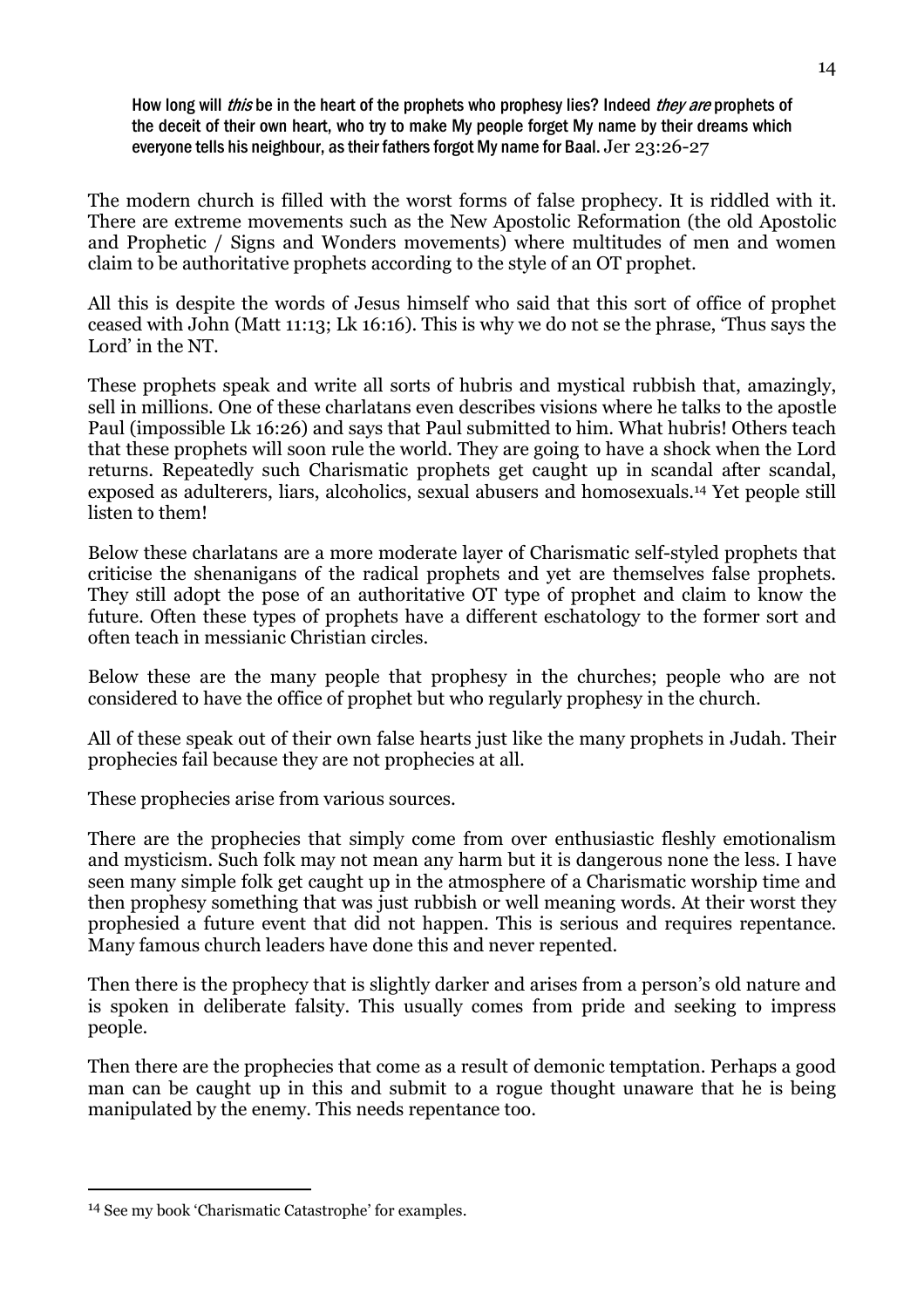**How long will *this* be in the heart of the prophets who prophesy lies? Indeed *they are* prophets of the deceit of their own heart, who try to make My people forget My name by their dreams which everyone tells his neighbour, as their fathers forgot My name for Baal.** Jer 23:26-27

The modern church is filled with the worst forms of false prophecy. It is riddled with it. There are extreme movements such as the New Apostolic Reformation (the old Apostolic and Prophetic / Signs and Wonders movements) where multitudes of men and women claim to be authoritative prophets according to the style of an OT prophet.

All this is despite the words of Jesus himself who said that this sort of office of prophet ceased with John (Matt 11:13; Lk 16:16). This is why we do not se the phrase, 'Thus says the Lord' in the NT.

These prophets speak and write all sorts of hubris and mystical rubbish that, amazingly, sell in millions. One of these charlatans even describes visions where he talks to the apostle Paul (impossible Lk 16:26) and says that Paul submitted to him. What hubris! Others teach that these prophets will soon rule the world. They are going to have a shock when the Lord returns. Repeatedly such Charismatic prophets get caught up in scandal after scandal, exposed as adulterers, liars, alcoholics, sexual abusers and homosexuals.[14] Yet people still listen to them!

Below these charlatans are a more moderate layer of Charismatic self-styled prophets that criticise the shenanigans of the radical prophets and yet are themselves false prophets. They still adopt the pose of an authoritative OT type of prophet and claim to know the future. Often these types of prophets have a different eschatology to the former sort and often teach in messianic Christian circles.

Below these are the many people that prophesy in the churches; people who are not considered to have the office of prophet but who regularly prophesy in the church.

All of these speak out of their own false hearts just like the many prophets in Judah. Their prophecies fail because they are not prophecies at all.

These prophecies arise from various sources.

There are the prophecies that simply come from over enthusiastic fleshly emotionalism and mysticism. Such folk may not mean any harm but it is dangerous none the less. I have seen many simple folk get caught up in the atmosphere of a Charismatic worship time and then prophesy something that was just rubbish or well meaning words. At their worst they prophesied a future event that did not happen. This is serious and requires repentance. Many famous church leaders have done this and never repented.

Then there is the prophecy that is slightly darker and arises from a person's old nature and is spoken in deliberate falsity. This usually comes from pride and seeking to impress people.

Then there are the prophecies that come as a result of demonic temptation. Perhaps a good man can be caught up in this and submit to a rogue thought unaware that he is being manipulated by the enemy. This needs repentance too.

---

[14] See my book 'Charismatic Catastrophe' for examples.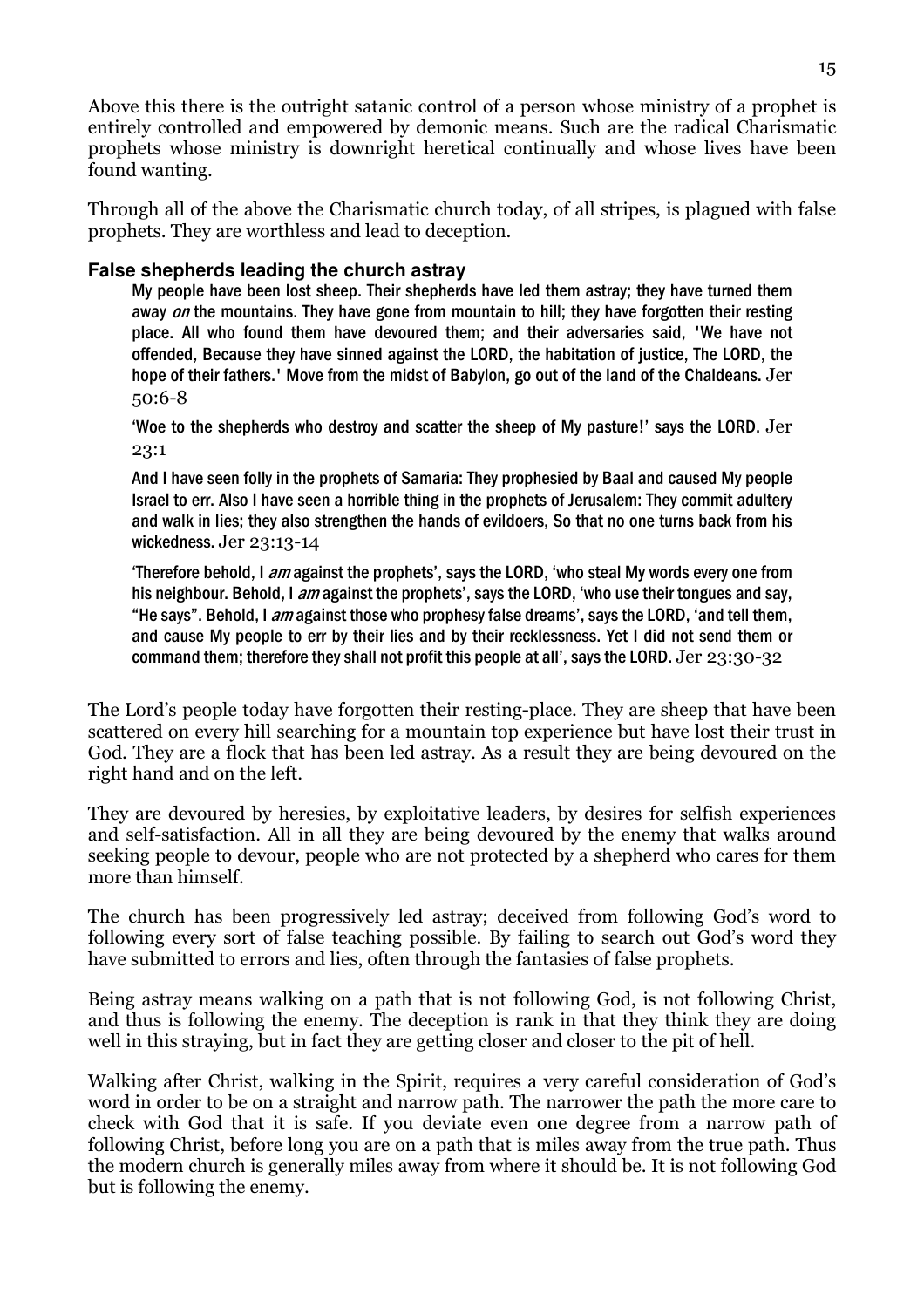Above this there is the outright satanic control of a person whose ministry of a prophet is entirely controlled and empowered by demonic means. Such are the radical Charismatic prophets whose ministry is downright heretical continually and whose lives have been found wanting.

Through all of the above the Charismatic church today, of all stripes, is plagued with false prophets. They are worthless and lead to deception.

### False shepherds leading the church astray

> My people have been lost sheep. Their shepherds have led them astray; they have turned them away *on* the mountains. They have gone from mountain to hill; they have forgotten their resting place. All who found them have devoured them; and their adversaries said, 'We have not offended, Because they have sinned against the LORD, the habitation of justice, The LORD, the hope of their fathers.' Move from the midst of Babylon, go out of the land of the Chaldeans. Jer 50:6-8
>
> 'Woe to the shepherds who destroy and scatter the sheep of My pasture!' says the LORD. Jer 23:1
>
> And I have seen folly in the prophets of Samaria: They prophesied by Baal and caused My people Israel to err. Also I have seen a horrible thing in the prophets of Jerusalem: They commit adultery and walk in lies; they also strengthen the hands of evildoers, So that no one turns back from his wickedness. Jer 23:13-14
>
> 'Therefore behold, I *am* against the prophets', says the LORD, 'who steal My words every one from his neighbour. Behold, I *am* against the prophets', says the LORD, 'who use their tongues and say, "He says". Behold, I *am* against those who prophesy false dreams', says the LORD, 'and tell them, and cause My people to err by their lies and by their recklessness. Yet I did not send them or command them; therefore they shall not profit this people at all', says the LORD. Jer 23:30-32

The Lord's people today have forgotten their resting-place. They are sheep that have been scattered on every hill searching for a mountain top experience but have lost their trust in God. They are a flock that has been led astray. As a result they are being devoured on the right hand and on the left.

They are devoured by heresies, by exploitative leaders, by desires for selfish experiences and self-satisfaction. All in all they are being devoured by the enemy that walks around seeking people to devour, people who are not protected by a shepherd who cares for them more than himself.

The church has been progressively led astray; deceived from following God's word to following every sort of false teaching possible. By failing to search out God's word they have submitted to errors and lies, often through the fantasies of false prophets.

Being astray means walking on a path that is not following God, is not following Christ, and thus is following the enemy. The deception is rank in that they think they are doing well in this straying, but in fact they are getting closer and closer to the pit of hell.

Walking after Christ, walking in the Spirit, requires a very careful consideration of God's word in order to be on a straight and narrow path. The narrower the path the more care to check with God that it is safe. If you deviate even one degree from a narrow path of following Christ, before long you are on a path that is miles away from the true path. Thus the modern church is generally miles away from where it should be. It is not following God but is following the enemy.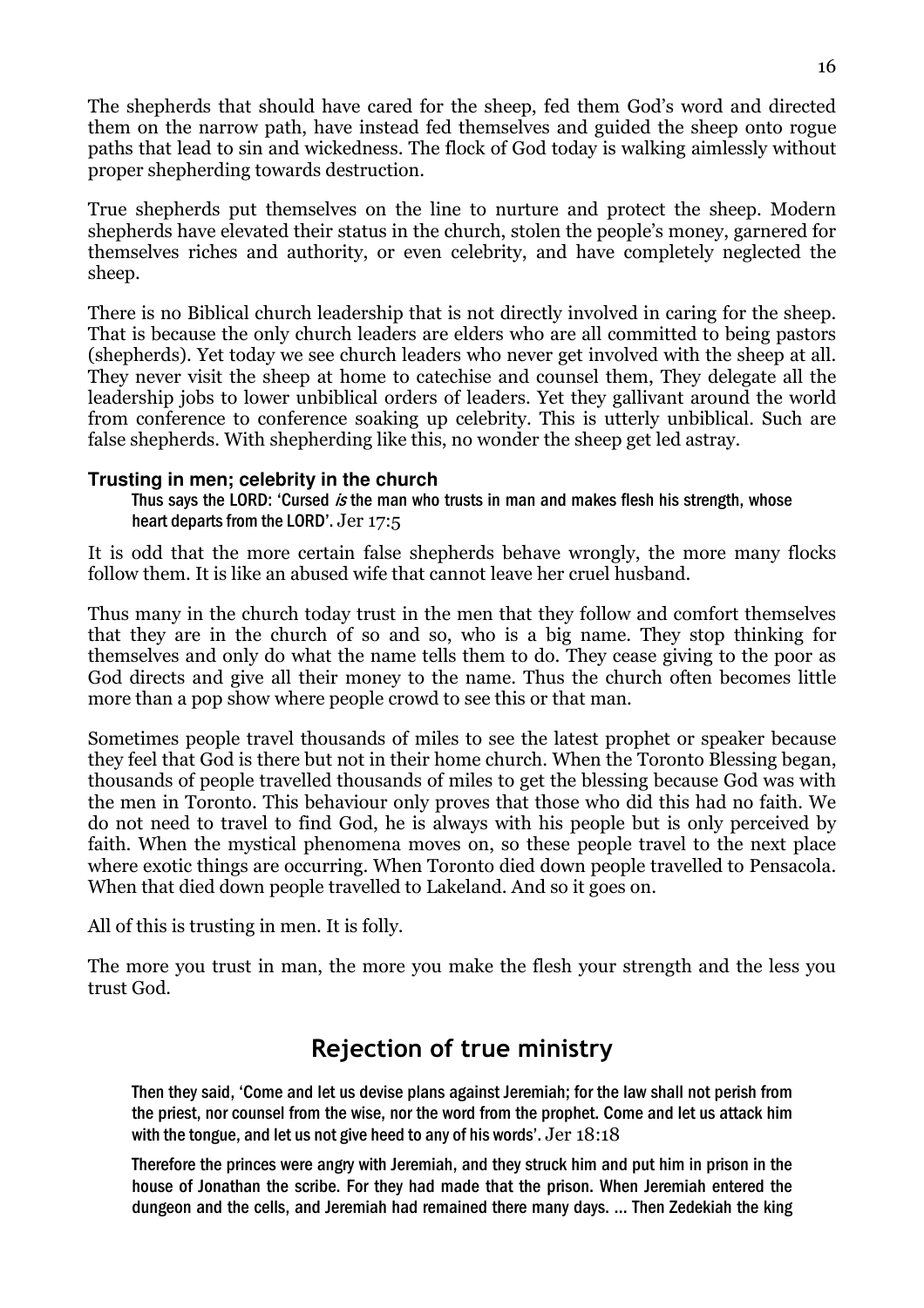The shepherds that should have cared for the sheep, fed them God's word and directed them on the narrow path, have instead fed themselves and guided the sheep onto rogue paths that lead to sin and wickedness. The flock of God today is walking aimlessly without proper shepherding towards destruction.

True shepherds put themselves on the line to nurture and protect the sheep. Modern shepherds have elevated their status in the church, stolen the people's money, garnered for themselves riches and authority, or even celebrity, and have completely neglected the sheep.

There is no Biblical church leadership that is not directly involved in caring for the sheep. That is because the only church leaders are elders who are all committed to being pastors (shepherds). Yet today we see church leaders who never get involved with the sheep at all. They never visit the sheep at home to catechise and counsel them, They delegate all the leadership jobs to lower unbiblical orders of leaders. Yet they gallivant around the world from conference to conference soaking up celebrity. This is utterly unbiblical. Such are false shepherds. With shepherding like this, no wonder the sheep get led astray.

### Trusting in men; celebrity in the church

> Thus says the LORD: 'Cursed *is* the man who trusts in man and makes flesh his strength, whose heart departs from the LORD'. Jer 17:5

It is odd that the more certain false shepherds behave wrongly, the more many flocks follow them. It is like an abused wife that cannot leave her cruel husband.

Thus many in the church today trust in the men that they follow and comfort themselves that they are in the church of so and so, who is a big name. They stop thinking for themselves and only do what the name tells them to do. They cease giving to the poor as God directs and give all their money to the name. Thus the church often becomes little more than a pop show where people crowd to see this or that man.

Sometimes people travel thousands of miles to see the latest prophet or speaker because they feel that God is there but not in their home church. When the Toronto Blessing began, thousands of people travelled thousands of miles to get the blessing because God was with the men in Toronto. This behaviour only proves that those who did this had no faith. We do not need to travel to find God, he is always with his people but is only perceived by faith. When the mystical phenomena moves on, so these people travel to the next place where exotic things are occurring. When Toronto died down people travelled to Pensacola. When that died down people travelled to Lakeland. And so it goes on.

All of this is trusting in men. It is folly.

The more you trust in man, the more you make the flesh your strength and the less you trust God.

## Rejection of true ministry

> Then they said, 'Come and let us devise plans against Jeremiah; for the law shall not perish from the priest, nor counsel from the wise, nor the word from the prophet. Come and let us attack him with the tongue, and let us not give heed to any of his words'. Jer 18:18

> Therefore the princes were angry with Jeremiah, and they struck him and put him in prison in the house of Jonathan the scribe. For they had made that the prison. When Jeremiah entered the dungeon and the cells, and Jeremiah had remained there many days. ... Then Zedekiah the king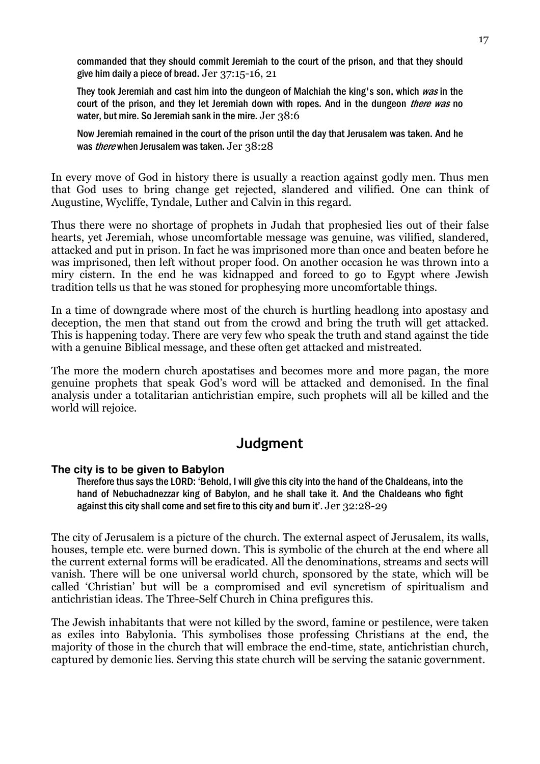commanded that they should commit Jeremiah to the court of the prison, and that they should give him daily a piece of bread. Jer 37:15-16, 21

They took Jeremiah and cast him into the dungeon of Malchiah the king's son, which *was* in the court of the prison, and they let Jeremiah down with ropes. And in the dungeon *there was* no water, but mire. So Jeremiah sank in the mire. Jer 38:6

Now Jeremiah remained in the court of the prison until the day that Jerusalem was taken. And he was *there* when Jerusalem was taken. Jer 38:28

In every move of God in history there is usually a reaction against godly men. Thus men that God uses to bring change get rejected, slandered and vilified. One can think of Augustine, Wycliffe, Tyndale, Luther and Calvin in this regard.

Thus there were no shortage of prophets in Judah that prophesied lies out of their false hearts, yet Jeremiah, whose uncomfortable message was genuine, was vilified, slandered, attacked and put in prison. In fact he was imprisoned more than once and beaten before he was imprisoned, then left without proper food. On another occasion he was thrown into a miry cistern. In the end he was kidnapped and forced to go to Egypt where Jewish tradition tells us that he was stoned for prophesying more uncomfortable things.

In a time of downgrade where most of the church is hurtling headlong into apostasy and deception, the men that stand out from the crowd and bring the truth will get attacked. This is happening today. There are very few who speak the truth and stand against the tide with a genuine Biblical message, and these often get attacked and mistreated.

The more the modern church apostatises and becomes more and more pagan, the more genuine prophets that speak God's word will be attacked and demonised. In the final analysis under a totalitarian antichristian empire, such prophets will all be killed and the world will rejoice.

## Judgment

### The city is to be given to Babylon

Therefore thus says the LORD: 'Behold, I will give this city into the hand of the Chaldeans, into the hand of Nebuchadnezzar king of Babylon, and he shall take it. And the Chaldeans who fight against this city shall come and set fire to this city and burn it'. Jer 32:28-29

The city of Jerusalem is a picture of the church. The external aspect of Jerusalem, its walls, houses, temple etc. were burned down. This is symbolic of the church at the end where all the current external forms will be eradicated. All the denominations, streams and sects will vanish. There will be one universal world church, sponsored by the state, which will be called 'Christian' but will be a compromised and evil syncretism of spiritualism and antichristian ideas. The Three-Self Church in China prefigures this.

The Jewish inhabitants that were not killed by the sword, famine or pestilence, were taken as exiles into Babylonia. This symbolises those professing Christians at the end, the majority of those in the church that will embrace the end-time, state, antichristian church, captured by demonic lies. Serving this state church will be serving the satanic government.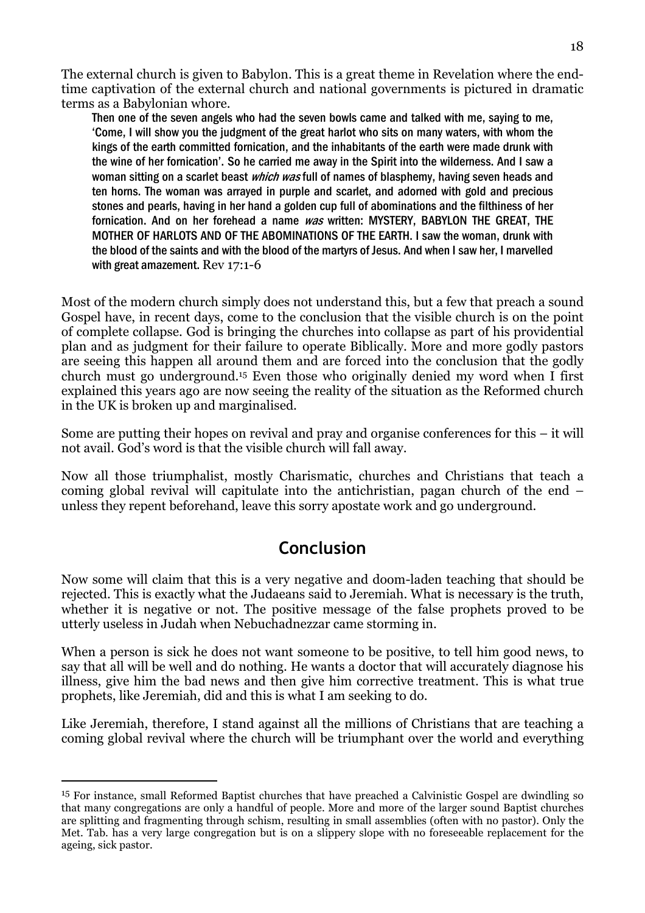The external church is given to Babylon. This is a great theme in Revelation where the end-time captivation of the external church and national governments is pictured in dramatic terms as a Babylonian whore.

> Then one of the seven angels who had the seven bowls came and talked with me, saying to me, 'Come, I will show you the judgment of the great harlot who sits on many waters, with whom the kings of the earth committed fornication, and the inhabitants of the earth were made drunk with the wine of her fornication'. So he carried me away in the Spirit into the wilderness. And I saw a woman sitting on a scarlet beast *which was* full of names of blasphemy, having seven heads and ten horns. The woman was arrayed in purple and scarlet, and adorned with gold and precious stones and pearls, having in her hand a golden cup full of abominations and the filthiness of her fornication. And on her forehead a name *was* written: MYSTERY, BABYLON THE GREAT, THE MOTHER OF HARLOTS AND OF THE ABOMINATIONS OF THE EARTH. I saw the woman, drunk with the blood of the saints and with the blood of the martyrs of Jesus. And when I saw her, I marvelled with great amazement. Rev 17:1-6

Most of the modern church simply does not understand this, but a few that preach a sound Gospel have, in recent days, come to the conclusion that the visible church is on the point of complete collapse. God is bringing the churches into collapse as part of his providential plan and as judgment for their failure to operate Biblically. More and more godly pastors are seeing this happen all around them and are forced into the conclusion that the godly church must go underground.[15] Even those who originally denied my word when I first explained this years ago are now seeing the reality of the situation as the Reformed church in the UK is broken up and marginalised.

Some are putting their hopes on revival and pray and organise conferences for this – it will not avail. God's word is that the visible church will fall away.

Now all those triumphalist, mostly Charismatic, churches and Christians that teach a coming global revival will capitulate into the antichristian, pagan church of the end – unless they repent beforehand, leave this sorry apostate work and go underground.

## Conclusion

Now some will claim that this is a very negative and doom-laden teaching that should be rejected. This is exactly what the Judaeans said to Jeremiah. What is necessary is the truth, whether it is negative or not. The positive message of the false prophets proved to be utterly useless in Judah when Nebuchadnezzar came storming in.

When a person is sick he does not want someone to be positive, to tell him good news, to say that all will be well and do nothing. He wants a doctor that will accurately diagnose his illness, give him the bad news and then give him corrective treatment. This is what true prophets, like Jeremiah, did and this is what I am seeking to do.

Like Jeremiah, therefore, I stand against all the millions of Christians that are teaching a coming global revival where the church will be triumphant over the world and everything

---

[15] For instance, small Reformed Baptist churches that have preached a Calvinistic Gospel are dwindling so that many congregations are only a handful of people. More and more of the larger sound Baptist churches are splitting and fragmenting through schism, resulting in small assemblies (often with no pastor). Only the Met. Tab. has a very large congregation but is on a slippery slope with no foreseeable replacement for the ageing, sick pastor.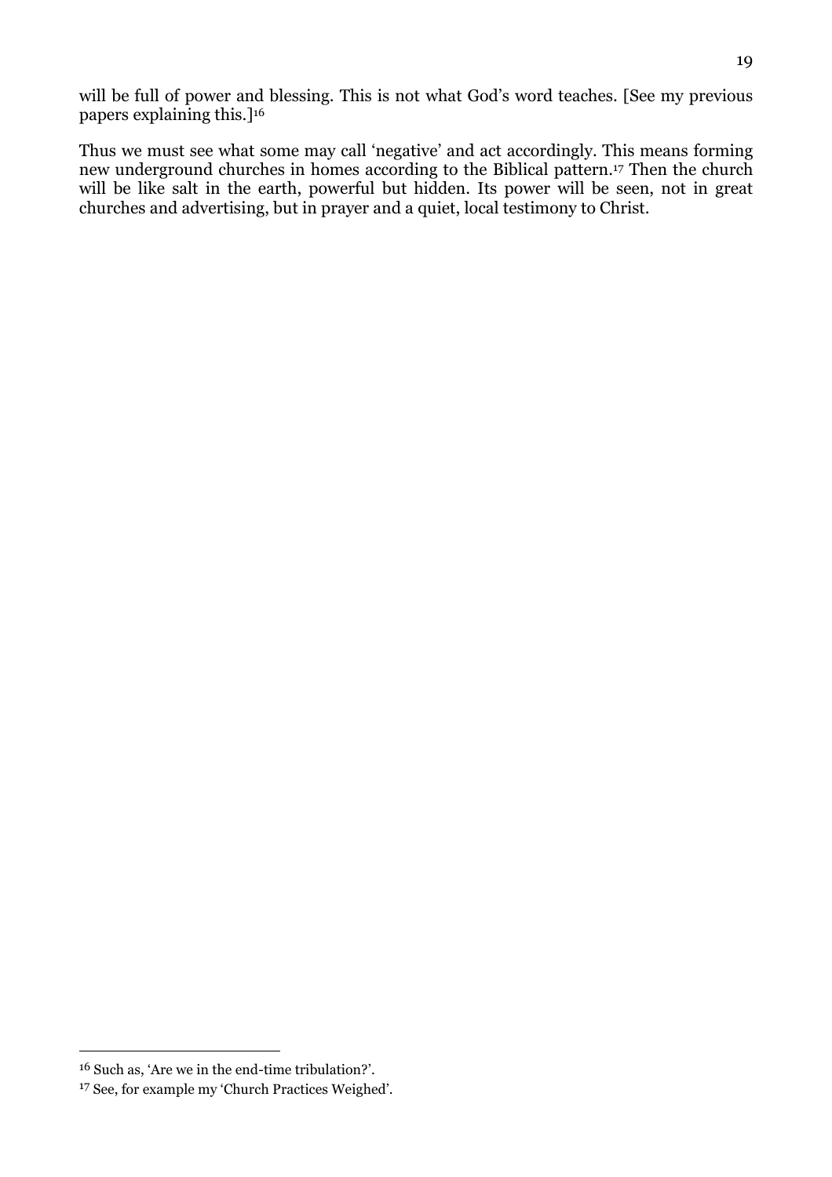will be full of power and blessing. This is not what God's word teaches. [See my previous papers explaining this.][16]

Thus we must see what some may call 'negative' and act accordingly. This means forming new underground churches in homes according to the Biblical pattern.[17] Then the church will be like salt in the earth, powerful but hidden. Its power will be seen, not in great churches and advertising, but in prayer and a quiet, local testimony to Christ.

---

[16] Such as, 'Are we in the end-time tribulation?'.

[17] See, for example my 'Church Practices Weighed'.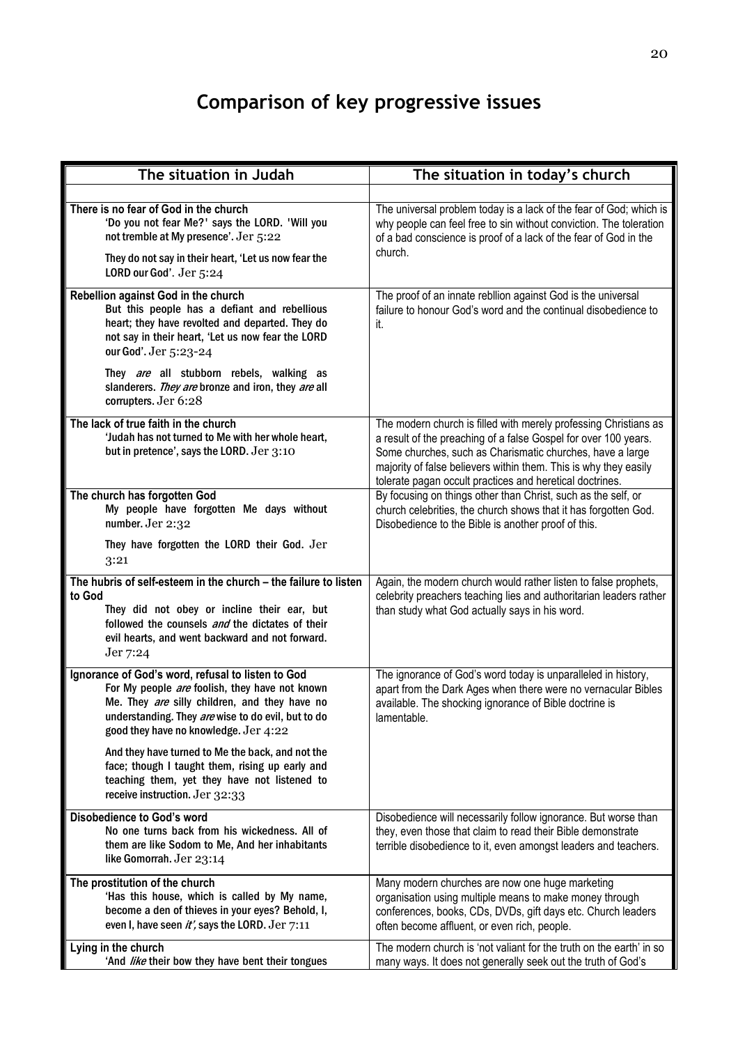# Comparison of key progressive issues

| The situation in Judah | The situation in today's church |
|---|---|
| **There is no fear of God in the church**<br>**'Do you not fear Me?' says the LORD. 'Will you not tremble at My presence'.** Jer 5:22<br>**They do not say in their heart, 'Let us now fear the LORD our God'.** Jer 5:24 | The universal problem today is a lack of the fear of God; which is why people can feel free to sin without conviction. The toleration of a bad conscience is proof of a lack of the fear of God in the church. |
| **Rebellion against God in the church**<br>**But this people has a defiant and rebellious heart; they have revolted and departed. They do not say in their heart, 'Let us now fear the LORD our God'.** Jer 5:23-24<br>**They *are* all stubborn rebels, walking as slanderers. *They are* bronze and iron, they *are* all corrupters.** Jer 6:28 | The proof of an innate rebllion against God is the universal failure to honour God's word and the continual disobedience to it. |
| **The lack of true faith in the church**<br>**'Judah has not turned to Me with her whole heart, but in pretence', says the LORD.** Jer 3:10 | The modern church is filled with merely professing Christians as a result of the preaching of a false Gospel for over 100 years. Some churches, such as Charismatic churches, have a large majority of false believers within them. This is why they easily tolerate pagan occult practices and heretical doctrines. |
| **The church has forgotten God**<br>**My people have forgotten Me days without number.** Jer 2:32<br>**They have forgotten the LORD their God.** Jer 3:21 | By focusing on things other than Christ, such as the self, or church celebrities, the church shows that it has forgotten God. Disobedience to the Bible is another proof of this. |
| **The hubris of self-esteem in the church – the failure to listen to God**<br>**They did not obey or incline their ear, but followed the counsels *and* the dictates of their evil hearts, and went backward and not forward.** Jer 7:24 | Again, the modern church would rather listen to false prophets, celebrity preachers teaching lies and authoritarian leaders rather than study what God actually says in his word. |
| **Ignorance of God's word, refusal to listen to God**<br>**For My people *are* foolish, they have not known Me. They *are* silly children, and they have no understanding. They *are* wise to do evil, but to do good they have no knowledge.** Jer 4:22<br>**And they have turned to Me the back, and not the face; though I taught them, rising up early and teaching them, yet they have not listened to receive instruction.** Jer 32:33 | The ignorance of God's word today is unparalleled in history, apart from the Dark Ages when there were no vernacular Bibles available. The shocking ignorance of Bible doctrine is lamentable. |
| **Disobedience to God's word**<br>**No one turns back from his wickedness. All of them are like Sodom to Me, And her inhabitants like Gomorrah.** Jer 23:14 | Disobedience will necessarily follow ignorance. But worse than they, even those that claim to read their Bible demonstrate terrible disobedience to it, even amongst leaders and teachers. |
| **The prostitution of the church**<br>**'Has this house, which is called by My name, become a den of thieves in your eyes? Behold, I, even I, have seen *it*', says the LORD.** Jer 7:11 | Many modern churches are now one huge marketing organisation using multiple means to make money through conferences, books, CDs, DVDs, gift days etc. Church leaders often become affluent, or even rich, people. |
| **Lying in the church**<br>**'And *like* their bow they have bent their tongues** | The modern church is 'not valiant for the truth on the earth' in so many ways. It does not generally seek out the truth of God's |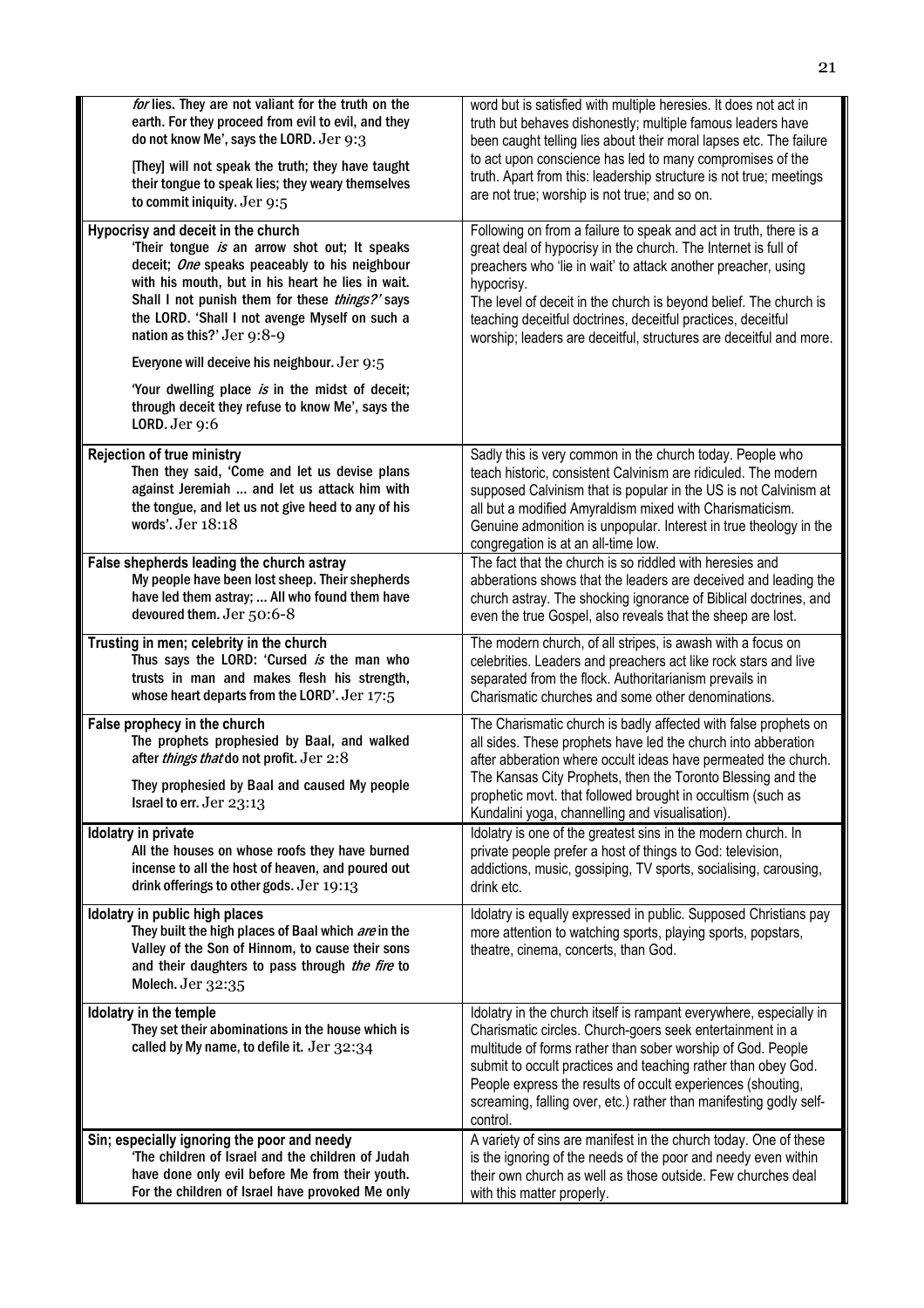| | |
|---|---|
| *for* lies. They are not valiant for the truth on the earth. For they proceed from evil to evil, and they do not know Me', says the LORD. Jer 9:3<br><br>[They] will not speak the truth; they have taught their tongue to speak lies; they weary themselves to commit iniquity. Jer 9:5 | word but is satisfied with multiple heresies. It does not act in truth but behaves dishonestly; multiple famous leaders have been caught telling lies about their moral lapses etc. The failure to act upon conscience has led to many compromises of the truth. Apart from this: leadership structure is not true; meetings are not true; worship is not true; and so on. |
| **Hypocrisy and deceit in the church**<br>'Their tongue *is* an arrow shot out; It speaks deceit; *One* speaks peaceably to his neighbour with his mouth, but in his heart he lies in wait. Shall I not punish them for these *things?'* says the LORD. 'Shall I not avenge Myself on such a nation as this?' Jer 9:8-9<br><br>Everyone will deceive his neighbour. Jer 9:5<br><br>'Your dwelling place *is* in the midst of deceit; through deceit they refuse to know Me', says the LORD. Jer 9:6 | Following on from a failure to speak and act in truth, there is a great deal of hypocrisy in the church. The Internet is full of preachers who 'lie in wait' to attack another preacher, using hypocrisy.<br>The level of deceit in the church is beyond belief. The church is teaching deceitful doctrines, deceitful practices, deceitful worship; leaders are deceitful, structures are deceitful and more. |
| **Rejection of true ministry**<br>Then they said, 'Come and let us devise plans against Jeremiah ... and let us attack him with the tongue, and let us not give heed to any of his words'. Jer 18:18 | Sadly this is very common in the church today. People who teach historic, consistent Calvinism are ridiculed. The modern supposed Calvinism that is popular in the US is not Calvinism at all but a modified Amyraldism mixed with Charismaticism. Genuine admonition is unpopular. Interest in true theology in the congregation is at an all-time low. |
| **False shepherds leading the church astray**<br>My people have been lost sheep. Their shepherds have led them astray; ... All who found them have devoured them. Jer 50:6-8 | The fact that the church is so riddled with heresies and abberations shows that the leaders are deceived and leading the church astray. The shocking ignorance of Biblical doctrines, and even the true Gospel, also reveals that the sheep are lost. |
| **Trusting in men; celebrity in the church**<br>Thus says the LORD: 'Cursed *is* the man who trusts in man and makes flesh his strength, whose heart departs from the LORD'. Jer 17:5 | The modern church, of all stripes, is awash with a focus on celebrities. Leaders and preachers act like rock stars and live separated from the flock. Authoritarianism prevails in Charismatic churches and some other denominations. |
| **False prophecy in the church**<br>The prophets prophesied by Baal, and walked after *things that* do not profit. Jer 2:8<br><br>They prophesied by Baal and caused My people Israel to err. Jer 23:13 | The Charismatic church is badly affected with false prophets on all sides. These prophets have led the church into abberation after abberation where occult ideas have permeated the church. The Kansas City Prophets, then the Toronto Blessing and the prophetic movt. that followed brought in occultism (such as Kundalini yoga, channelling and visualisation). |
| **Idolatry in private**<br>All the houses on whose roofs they have burned incense to all the host of heaven, and poured out drink offerings to other gods. Jer 19:13 | Idolatry is one of the greatest sins in the modern church. In private people prefer a host of things to God: television, addictions, music, gossiping, TV sports, socialising, carousing, drink etc. |
| **Idolatry in public high places**<br>They built the high places of Baal which *are* in the Valley of the Son of Hinnom, to cause their sons and their daughters to pass through *the fire* to Molech. Jer 32:35 | Idolatry is equally expressed in public. Supposed Christians pay more attention to watching sports, playing sports, popstars, theatre, cinema, concerts, than God. |
| **Idolatry in the temple**<br>They set their abominations in the house which is called by My name, to defile it. Jer 32:34 | Idolatry in the church itself is rampant everywhere, especially in Charismatic circles. Church-goers seek entertainment in a multitude of forms rather than sober worship of God. People submit to occult practices and teaching rather than obey God. People express the results of occult experiences (shouting, screaming, falling over, etc.) rather than manifesting godly self-control. |
| **Sin; especially ignoring the poor and needy**<br>'The children of Israel and the children of Judah have done only evil before Me from their youth. For the children of Israel have provoked Me only | A variety of sins are manifest in the church today. One of these is the ignoring of the needs of the poor and needy even within their own church as well as those outside. Few churches deal with this matter properly. |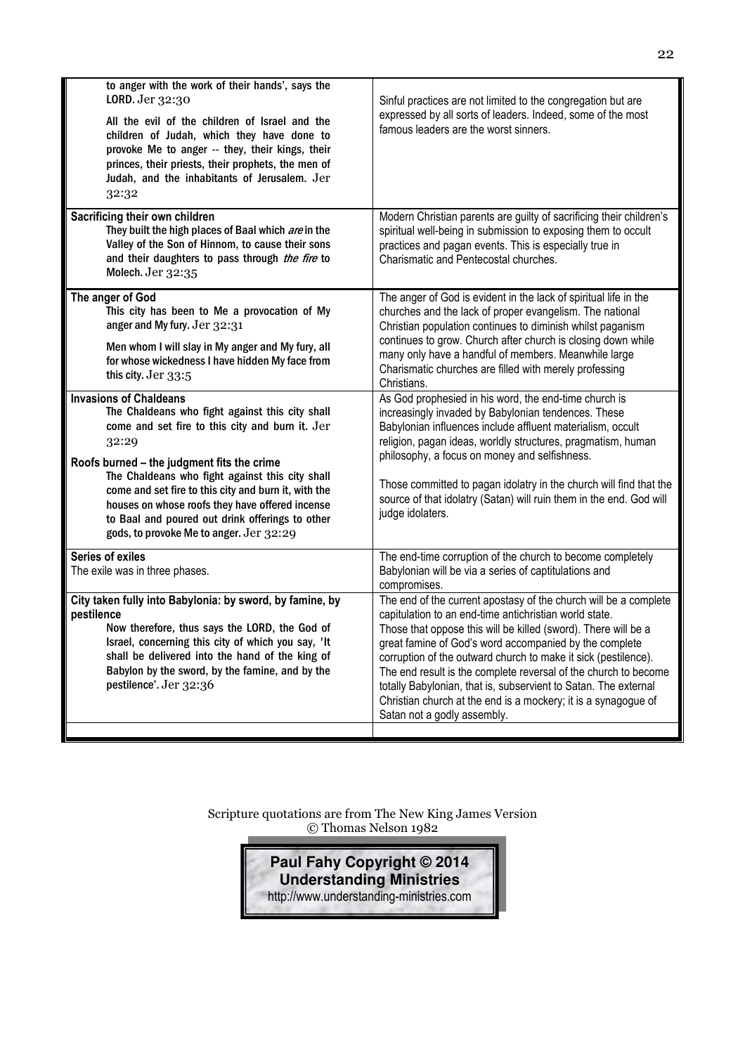| | |
|---|---|
| to anger with the work of their hands', says the LORD. Jer 32:30<br><br>All the evil of the children of Israel and the children of Judah, which they have done to provoke Me to anger -- they, their kings, their princes, their priests, their prophets, the men of Judah, and the inhabitants of Jerusalem. Jer 32:32 | Sinful practices are not limited to the congregation but are expressed by all sorts of leaders. Indeed, some of the most famous leaders are the worst sinners. |
| **Sacrificing their own children**<br>They built the high places of Baal which *are* in the Valley of the Son of Hinnom, to cause their sons and their daughters to pass through *the fire* to Molech. Jer 32:35 | Modern Christian parents are guilty of sacrificing their children's spiritual well-being in submission to exposing them to occult practices and pagan events. This is especially true in Charismatic and Pentecostal churches. |
| **The anger of God**<br>This city has been to Me a provocation of My anger and My fury. Jer 32:31<br><br>Men whom I will slay in My anger and My fury, all for whose wickedness I have hidden My face from this city. Jer 33:5 | The anger of God is evident in the lack of spiritual life in the churches and the lack of proper evangelism. The national Christian population continues to diminish whilst paganism continues to grow. Church after church is closing down while many only have a handful of members. Meanwhile large Charismatic churches are filled with merely professing Christians. |
| **Invasions of Chaldeans**<br>The Chaldeans who fight against this city shall come and set fire to this city and burn it. Jer 32:29<br><br>**Roofs burned – the judgment fits the crime**<br>The Chaldeans who fight against this city shall come and set fire to this city and burn it, with the houses on whose roofs they have offered incense to Baal and poured out drink offerings to other gods, to provoke Me to anger. Jer 32:29 | As God prophesied in his word, the end-time church is increasingly invaded by Babylonian tendences. These Babylonian influences include affluent materialism, occult religion, pagan ideas, worldly structures, pragmatism, human philosophy, a focus on money and selfishness.<br><br>Those committed to pagan idolatry in the church will find that the source of that idolatry (Satan) will ruin them in the end. God will judge idolaters. |
| **Series of exiles**<br>The exile was in three phases. | The end-time corruption of the church to become completely Babylonian will be via a series of captitulations and compromises. |
| **City taken fully into Babylonia: by sword, by famine, by pestilence**<br>Now therefore, thus says the LORD, the God of Israel, concerning this city of which you say, 'It shall be delivered into the hand of the king of Babylon by the sword, by the famine, and by the pestilence'. Jer 32:36 | The end of the current apostasy of the church will be a complete capitulation to an end-time antichristian world state.<br>Those that oppose this will be killed (sword). There will be a great famine of God's word accompanied by the complete corruption of the outward church to make it sick (pestilence).<br>The end result is the complete reversal of the church to become totally Babylonian, that is, subservient to Satan. The external Christian church at the end is a mockery; it is a synagogue of Satan not a godly assembly. |
| | |

Scripture quotations are from The New King James Version
© Thomas Nelson 1982

**Paul Fahy Copyright © 2014**
**Understanding Ministries**
http://www.understanding-ministries.com